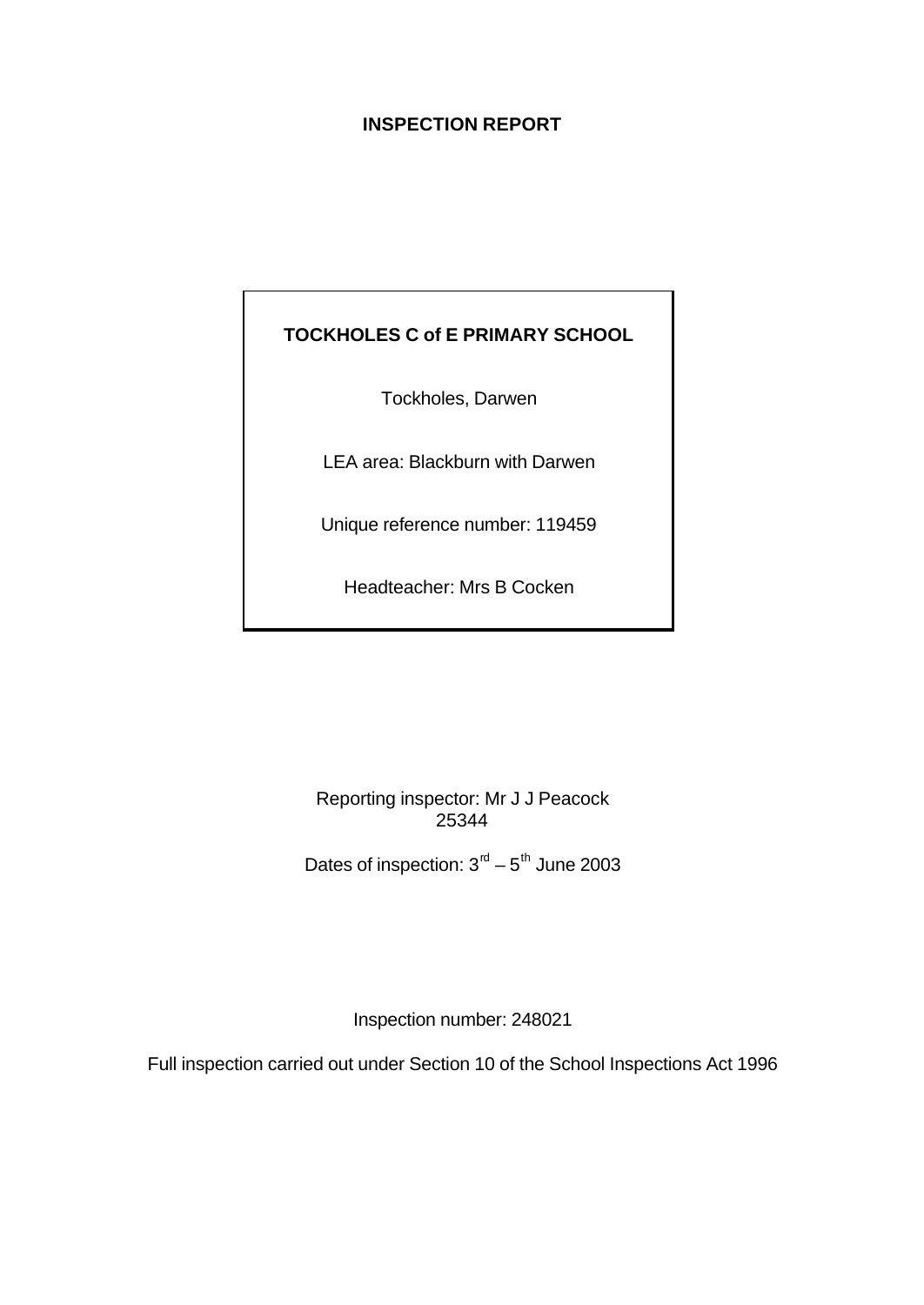# INSPECTION REPORT

**TOCKHOLES C of E PRIMARY SCHOOL**

Tockholes, Darwen

LEA area: Blackburn with Darwen

Unique reference number: 119459

Headteacher: Mrs B Cocken

Reporting inspector: Mr J J Peacock
25344

Dates of inspection: 3rd – 5th June 2003

Inspection number: 248021

Full inspection carried out under Section 10 of the School Inspections Act 1996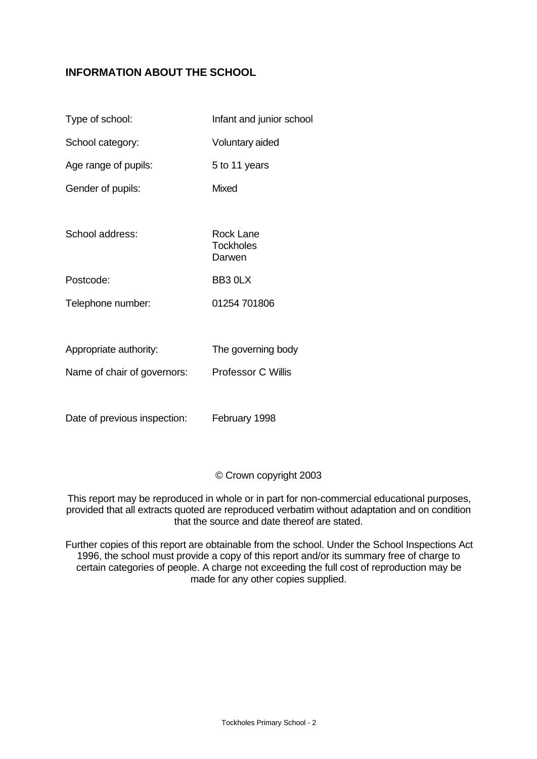## INFORMATION ABOUT THE SCHOOL

| | |
|---|---|
| Type of school: | Infant and junior school |
| School category: | Voluntary aided |
| Age range of pupils: | 5 to 11 years |
| Gender of pupils: | Mixed |
| School address: | Rock Lane<br>Tockholes<br>Darwen |
| Postcode: | BB3 0LX |
| Telephone number: | 01254 701806 |
| Appropriate authority: | The governing body |
| Name of chair of governors: | Professor C Willis |
| Date of previous inspection: | February 1998 |

© Crown copyright 2003

This report may be reproduced in whole or in part for non-commercial educational purposes, provided that all extracts quoted are reproduced verbatim without adaptation and on condition that the source and date thereof are stated.

Further copies of this report are obtainable from the school. Under the School Inspections Act 1996, the school must provide a copy of this report and/or its summary free of charge to certain categories of people. A charge not exceeding the full cost of reproduction may be made for any other copies supplied.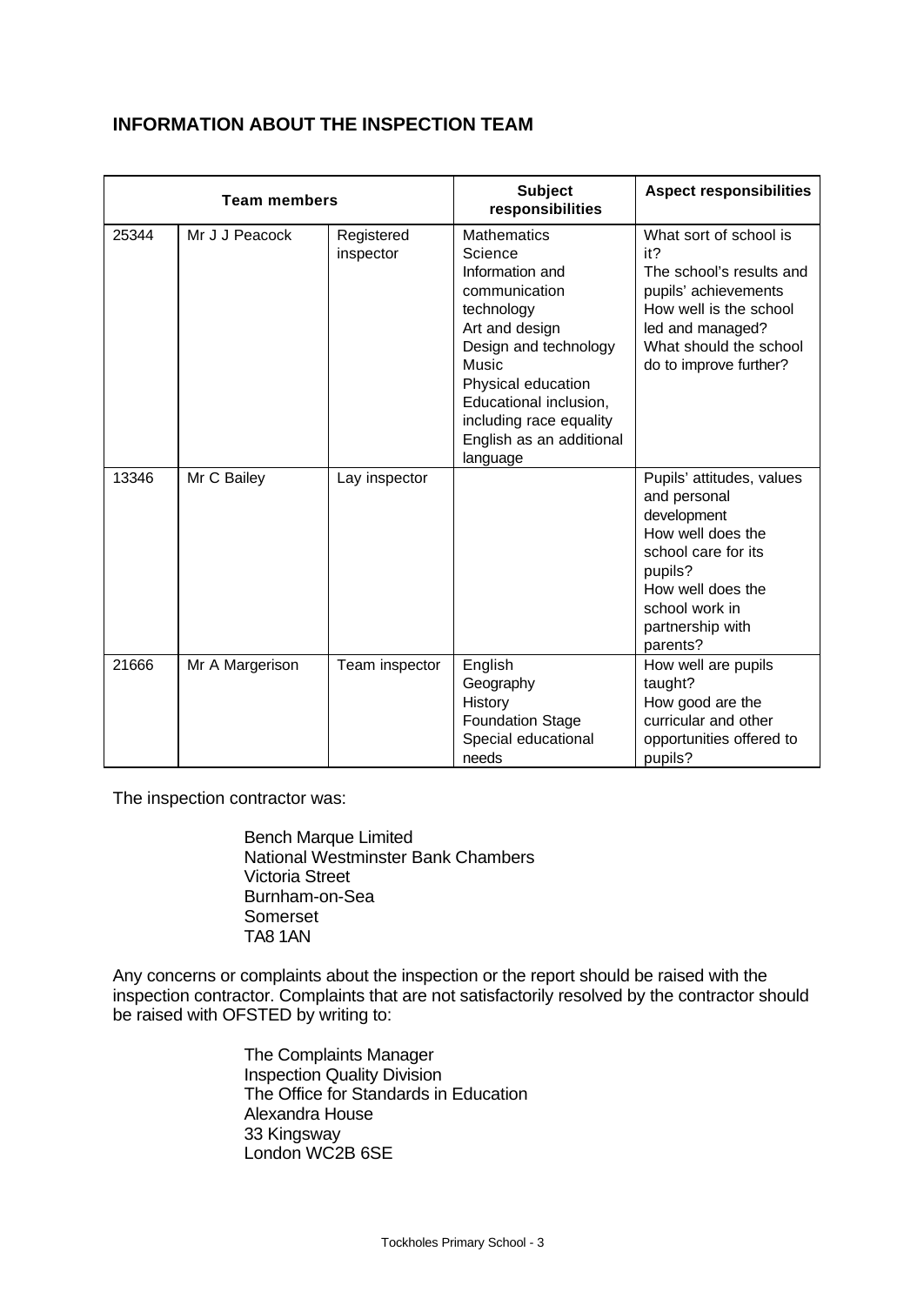## INFORMATION ABOUT THE INSPECTION TEAM

| Team members | | | Subject responsibilities | Aspect responsibilities |
|---|---|---|---|---|
| 25344 | Mr J J Peacock | Registered inspector | Mathematics<br>Science<br>Information and communication technology<br>Art and design<br>Design and technology<br>Music<br>Physical education<br>Educational inclusion, including race equality<br>English as an additional language | What sort of school is it?<br>The school's results and pupils' achievements<br>How well is the school led and managed?<br>What should the school do to improve further? |
| 13346 | Mr C Bailey | Lay inspector | | Pupils' attitudes, values and personal development<br>How well does the school care for its pupils?<br>How well does the school work in partnership with parents? |
| 21666 | Mr A Margerison | Team inspector | English<br>Geography<br>History<br>Foundation Stage<br>Special educational needs | How well are pupils taught?<br>How good are the curricular and other opportunities offered to pupils? |

The inspection contractor was:

Bench Marque Limited
National Westminster Bank Chambers
Victoria Street
Burnham-on-Sea
Somerset
TA8 1AN

Any concerns or complaints about the inspection or the report should be raised with the inspection contractor. Complaints that are not satisfactorily resolved by the contractor should be raised with OFSTED by writing to:

The Complaints Manager
Inspection Quality Division
The Office for Standards in Education
Alexandra House
33 Kingsway
London WC2B 6SE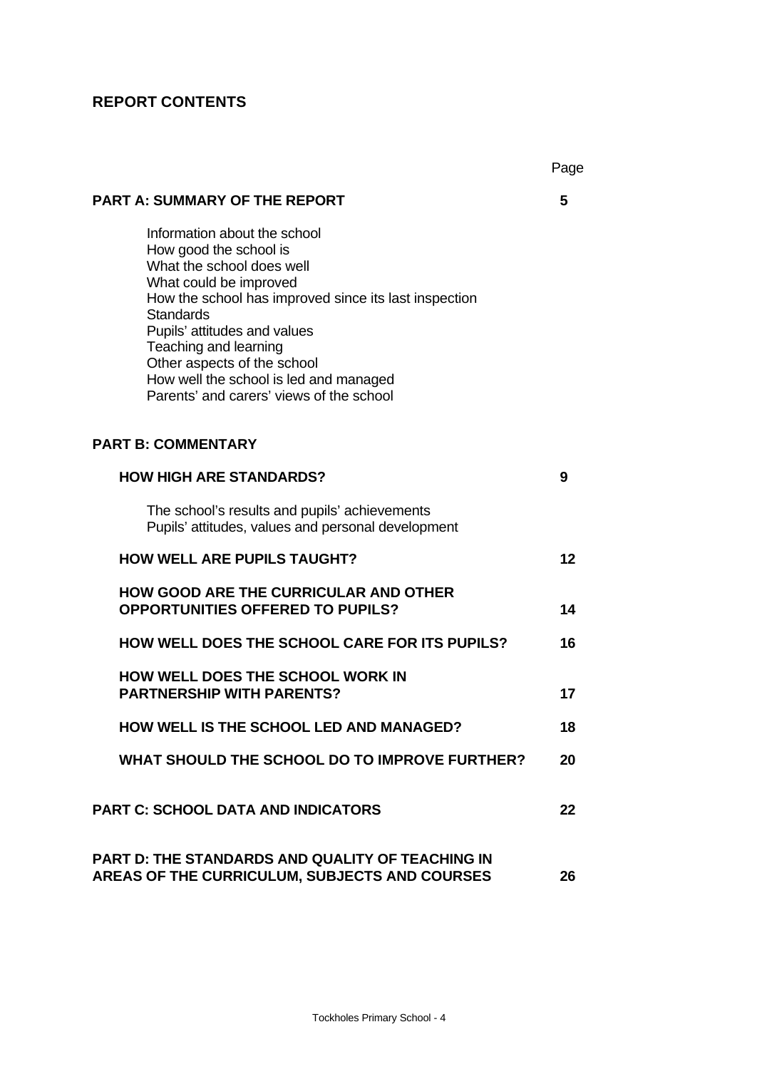## REPORT CONTENTS

| | Page |
|---|---|
| **PART A: SUMMARY OF THE REPORT** | **5** |
| Information about the school<br>How good the school is<br>What the school does well<br>What could be improved<br>How the school has improved since its last inspection<br>Standards<br>Pupils' attitudes and values<br>Teaching and learning<br>Other aspects of the school<br>How well the school is led and managed<br>Parents' and carers' views of the school | |
| **PART B: COMMENTARY** | |
| **HOW HIGH ARE STANDARDS?** | **9** |
| The school's results and pupils' achievements<br>Pupils' attitudes, values and personal development | |
| **HOW WELL ARE PUPILS TAUGHT?** | **12** |
| **HOW GOOD ARE THE CURRICULAR AND OTHER OPPORTUNITIES OFFERED TO PUPILS?** | **14** |
| **HOW WELL DOES THE SCHOOL CARE FOR ITS PUPILS?** | **16** |
| **HOW WELL DOES THE SCHOOL WORK IN PARTNERSHIP WITH PARENTS?** | **17** |
| **HOW WELL IS THE SCHOOL LED AND MANAGED?** | **18** |
| **WHAT SHOULD THE SCHOOL DO TO IMPROVE FURTHER?** | **20** |
| **PART C: SCHOOL DATA AND INDICATORS** | **22** |
| **PART D: THE STANDARDS AND QUALITY OF TEACHING IN AREAS OF THE CURRICULUM, SUBJECTS AND COURSES** | **26** |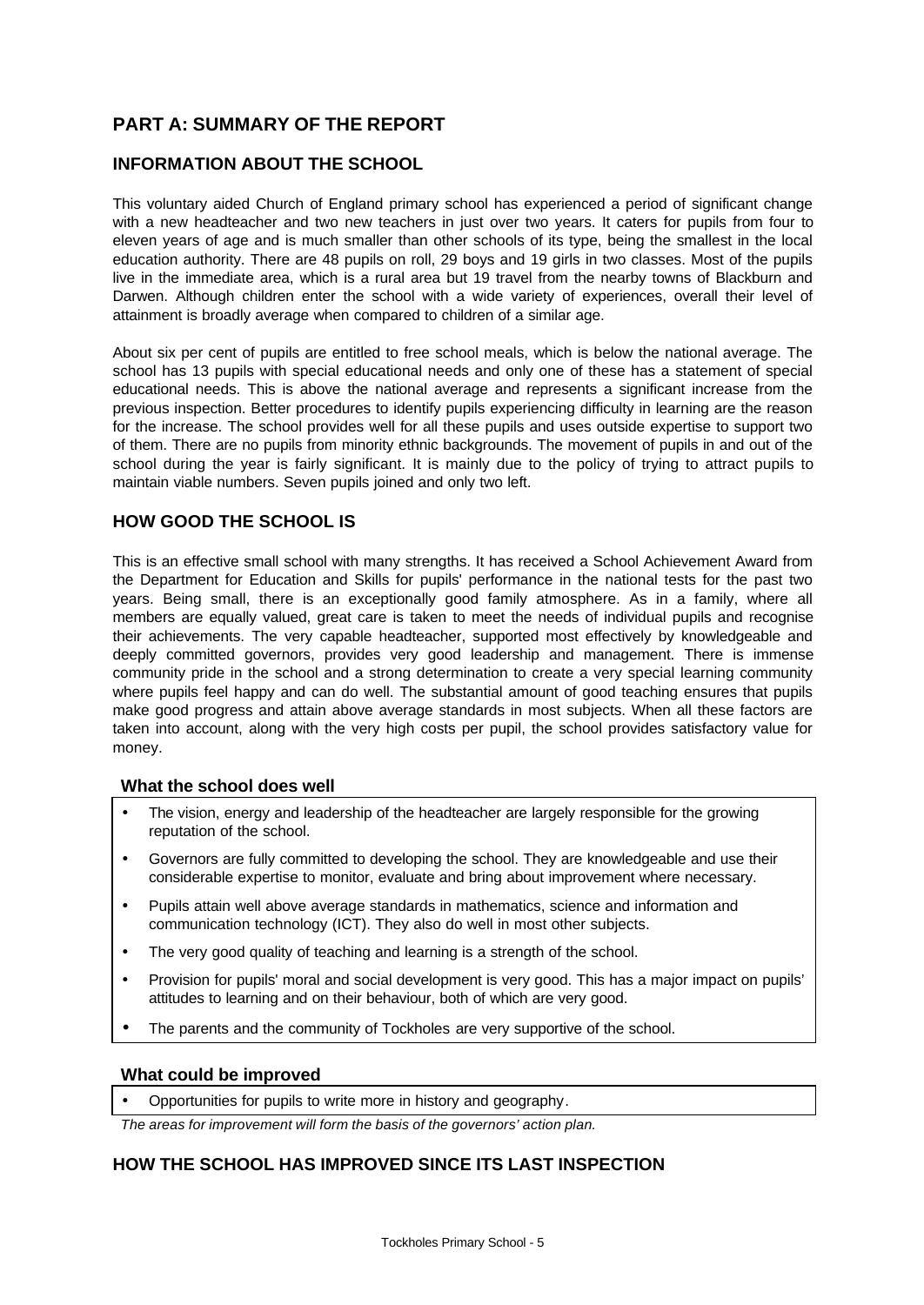## PART A: SUMMARY OF THE REPORT

### INFORMATION ABOUT THE SCHOOL

This voluntary aided Church of England primary school has experienced a period of significant change with a new headteacher and two new teachers in just over two years. It caters for pupils from four to eleven years of age and is much smaller than other schools of its type, being the smallest in the local education authority. There are 48 pupils on roll, 29 boys and 19 girls in two classes. Most of the pupils live in the immediate area, which is a rural area but 19 travel from the nearby towns of Blackburn and Darwen. Although children enter the school with a wide variety of experiences, overall their level of attainment is broadly average when compared to children of a similar age.

About six per cent of pupils are entitled to free school meals, which is below the national average. The school has 13 pupils with special educational needs and only one of these has a statement of special educational needs. This is above the national average and represents a significant increase from the previous inspection. Better procedures to identify pupils experiencing difficulty in learning are the reason for the increase. The school provides well for all these pupils and uses outside expertise to support two of them. There are no pupils from minority ethnic backgrounds. The movement of pupils in and out of the school during the year is fairly significant. It is mainly due to the policy of trying to attract pupils to maintain viable numbers. Seven pupils joined and only two left.

### HOW GOOD THE SCHOOL IS

This is an effective small school with many strengths. It has received a School Achievement Award from the Department for Education and Skills for pupils' performance in the national tests for the past two years. Being small, there is an exceptionally good family atmosphere. As in a family, where all members are equally valued, great care is taken to meet the needs of individual pupils and recognise their achievements. The very capable headteacher, supported most effectively by knowledgeable and deeply committed governors, provides very good leadership and management. There is immense community pride in the school and a strong determination to create a very special learning community where pupils feel happy and can do well. The substantial amount of good teaching ensures that pupils make good progress and attain above average standards in most subjects. When all these factors are taken into account, along with the very high costs per pupil, the school provides satisfactory value for money.

#### What the school does well

- The vision, energy and leadership of the headteacher are largely responsible for the growing reputation of the school.
- Governors are fully committed to developing the school. They are knowledgeable and use their considerable expertise to monitor, evaluate and bring about improvement where necessary.
- Pupils attain well above average standards in mathematics, science and information and communication technology (ICT). They also do well in most other subjects.
- The very good quality of teaching and learning is a strength of the school.
- Provision for pupils' moral and social development is very good. This has a major impact on pupils' attitudes to learning and on their behaviour, both of which are very good.
- The parents and the community of Tockholes are very supportive of the school.

#### What could be improved

- Opportunities for pupils to write more in history and geography.

*The areas for improvement will form the basis of the governors' action plan.*

### HOW THE SCHOOL HAS IMPROVED SINCE ITS LAST INSPECTION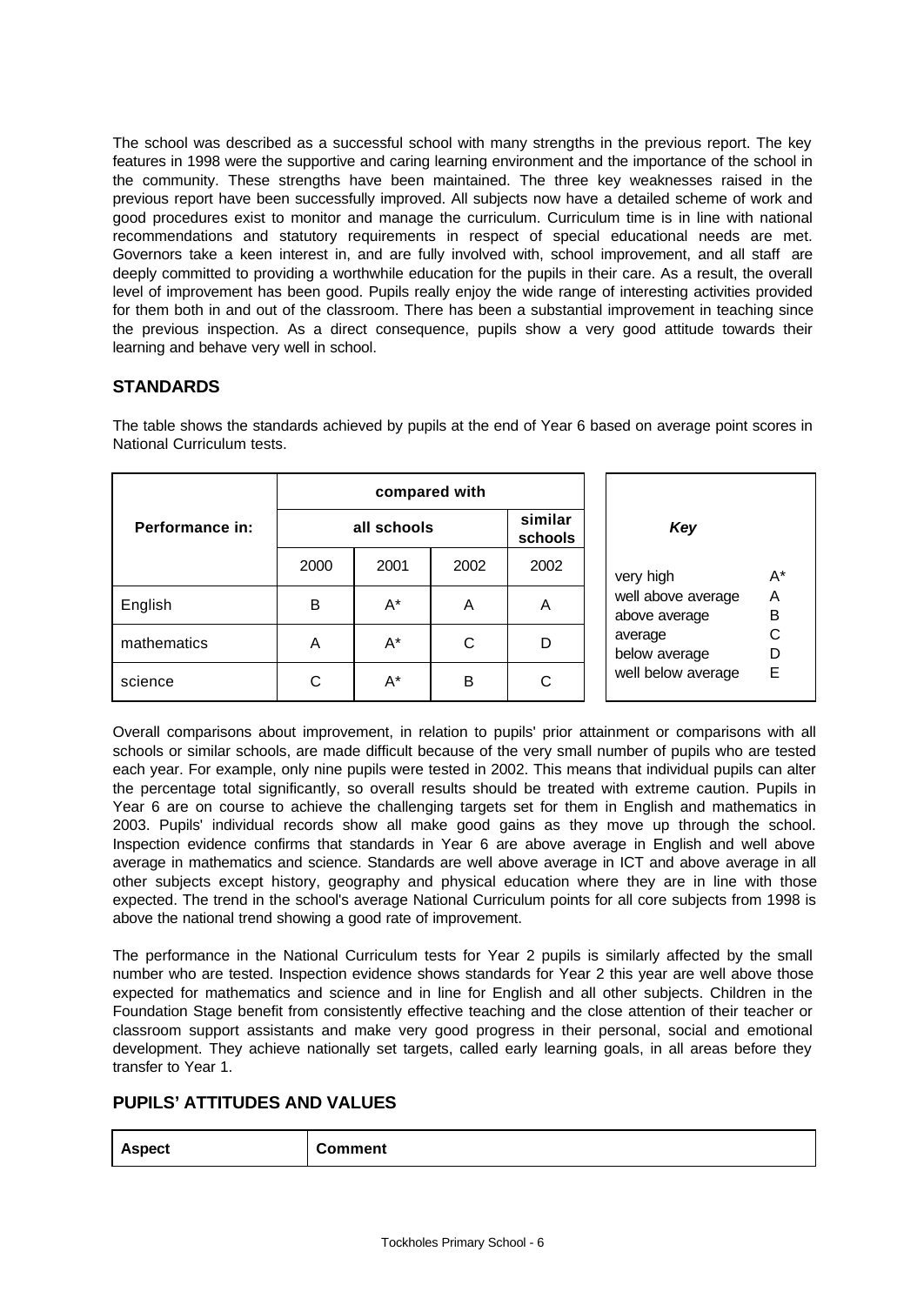The school was described as a successful school with many strengths in the previous report. The key features in 1998 were the supportive and caring learning environment and the importance of the school in the community. These strengths have been maintained. The three key weaknesses raised in the previous report have been successfully improved. All subjects now have a detailed scheme of work and good procedures exist to monitor and manage the curriculum. Curriculum time is in line with national recommendations and statutory requirements in respect of special educational needs are met. Governors take a keen interest in, and are fully involved with, school improvement, and all staff are deeply committed to providing a worthwhile education for the pupils in their care. As a result, the overall level of improvement has been good. Pupils really enjoy the wide range of interesting activities provided for them both in and out of the classroom. There has been a substantial improvement in teaching since the previous inspection. As a direct consequence, pupils show a very good attitude towards their learning and behave very well in school.

## STANDARDS

The table shows the standards achieved by pupils at the end of Year 6 based on average point scores in National Curriculum tests.

| Performance in: | compared with | | | |
|---|---|---|---|---|
| | all schools | | | similar schools |
| | 2000 | 2001 | 2002 | 2002 |
| English | B | A* | A | A |
| mathematics | A | A* | C | D |
| science | C | A* | B | C |

| *Key* | |
|---|---|
| very high | A* |
| well above average | A |
| above average | B |
| average | C |
| below average | D |
| well below average | E |

Overall comparisons about improvement, in relation to pupils' prior attainment or comparisons with all schools or similar schools, are made difficult because of the very small number of pupils who are tested each year. For example, only nine pupils were tested in 2002. This means that individual pupils can alter the percentage total significantly, so overall results should be treated with extreme caution. Pupils in Year 6 are on course to achieve the challenging targets set for them in English and mathematics in 2003. Pupils' individual records show all make good gains as they move up through the school. Inspection evidence confirms that standards in Year 6 are above average in English and well above average in mathematics and science. Standards are well above average in ICT and above average in all other subjects except history, geography and physical education where they are in line with those expected. The trend in the school's average National Curriculum points for all core subjects from 1998 is above the national trend showing a good rate of improvement.

The performance in the National Curriculum tests for Year 2 pupils is similarly affected by the small number who are tested. Inspection evidence shows standards for Year 2 this year are well above those expected for mathematics and science and in line for English and all other subjects. Children in the Foundation Stage benefit from consistently effective teaching and the close attention of their teacher or classroom support assistants and make very good progress in their personal, social and emotional development. They achieve nationally set targets, called early learning goals, in all areas before they transfer to Year 1.

## PUPILS' ATTITUDES AND VALUES

| Aspect | Comment |
|---|---|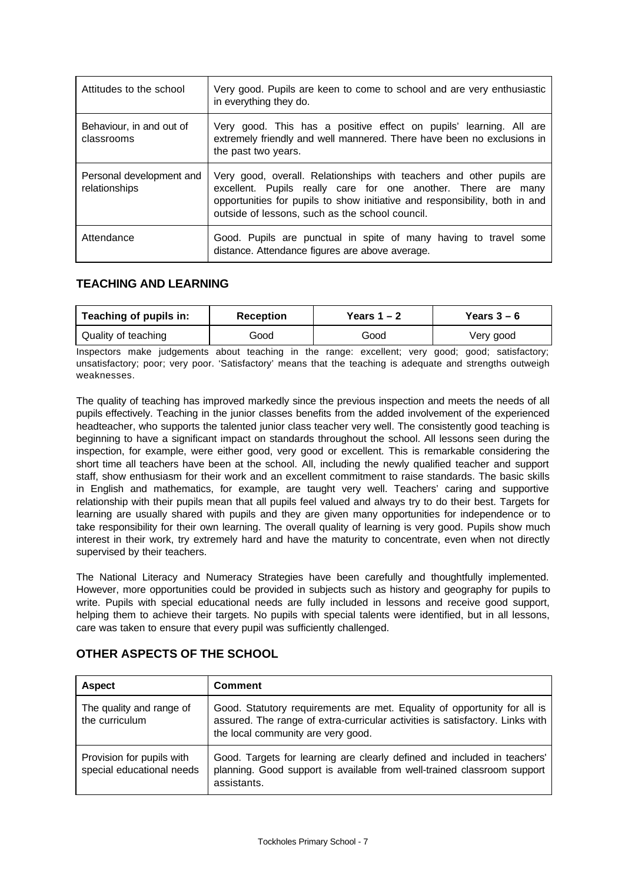| Attitudes to the school | Very good. Pupils are keen to come to school and are very enthusiastic in everything they do. |
|---|---|
| Behaviour, in and out of classrooms | Very good. This has a positive effect on pupils' learning. All are extremely friendly and well mannered. There have been no exclusions in the past two years. |
| Personal development and relationships | Very good, overall. Relationships with teachers and other pupils are excellent. Pupils really care for one another. There are many opportunities for pupils to show initiative and responsibility, both in and outside of lessons, such as the school council. |
| Attendance | Good. Pupils are punctual in spite of many having to travel some distance. Attendance figures are above average. |

## TEACHING AND LEARNING

| Teaching of pupils in: | Reception | Years 1 – 2 | Years 3 – 6 |
|---|---|---|---|
| Quality of teaching | Good | Good | Very good |

Inspectors make judgements about teaching in the range: excellent; very good; good; satisfactory; unsatisfactory; poor; very poor. 'Satisfactory' means that the teaching is adequate and strengths outweigh weaknesses.

The quality of teaching has improved markedly since the previous inspection and meets the needs of all pupils effectively. Teaching in the junior classes benefits from the added involvement of the experienced headteacher, who supports the talented junior class teacher very well. The consistently good teaching is beginning to have a significant impact on standards throughout the school. All lessons seen during the inspection, for example, were either good, very good or excellent. This is remarkable considering the short time all teachers have been at the school. All, including the newly qualified teacher and support staff, show enthusiasm for their work and an excellent commitment to raise standards. The basic skills in English and mathematics, for example, are taught very well. Teachers' caring and supportive relationship with their pupils mean that all pupils feel valued and always try to do their best. Targets for learning are usually shared with pupils and they are given many opportunities for independence or to take responsibility for their own learning. The overall quality of learning is very good. Pupils show much interest in their work, try extremely hard and have the maturity to concentrate, even when not directly supervised by their teachers.

The National Literacy and Numeracy Strategies have been carefully and thoughtfully implemented. However, more opportunities could be provided in subjects such as history and geography for pupils to write. Pupils with special educational needs are fully included in lessons and receive good support, helping them to achieve their targets. No pupils with special talents were identified, but in all lessons, care was taken to ensure that every pupil was sufficiently challenged.

## OTHER ASPECTS OF THE SCHOOL

| Aspect | Comment |
|---|---|
| The quality and range of the curriculum | Good. Statutory requirements are met. Equality of opportunity for all is assured. The range of extra-curricular activities is satisfactory. Links with the local community are very good. |
| Provision for pupils with special educational needs | Good. Targets for learning are clearly defined and included in teachers' planning. Good support is available from well-trained classroom support assistants. |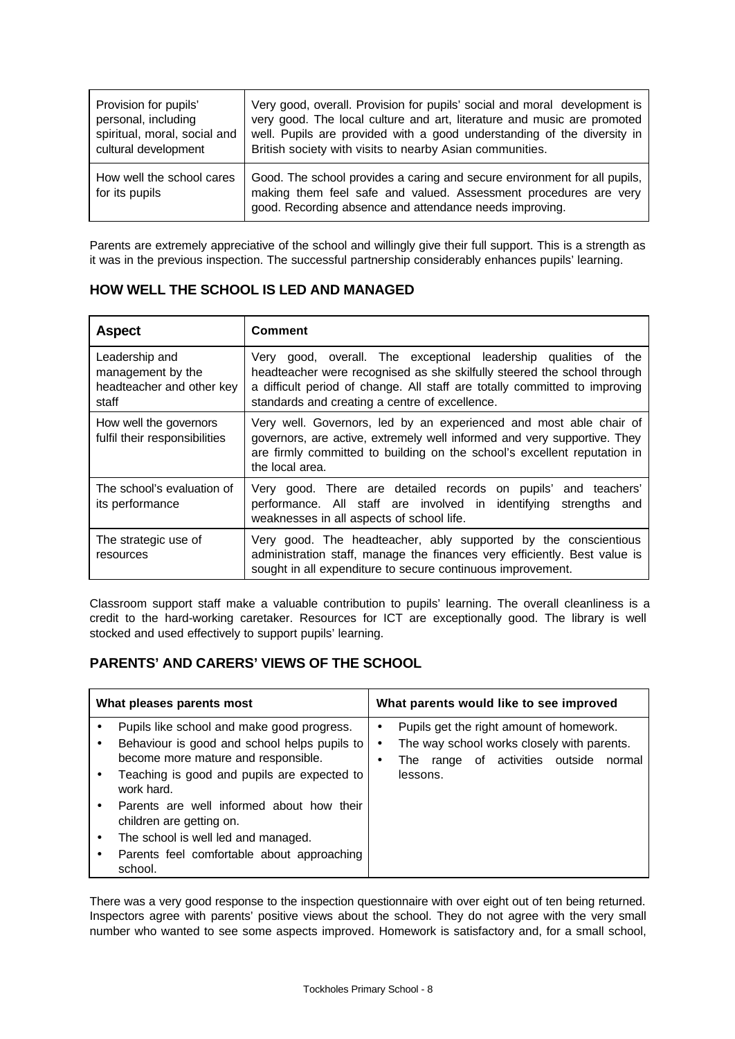| | |
|---|---|
| Provision for pupils' personal, including spiritual, moral, social and cultural development | Very good, overall. Provision for pupils' social and moral development is very good. The local culture and art, literature and music are promoted well. Pupils are provided with a good understanding of the diversity in British society with visits to nearby Asian communities. |
| How well the school cares for its pupils | Good. The school provides a caring and secure environment for all pupils, making them feel safe and valued. Assessment procedures are very good. Recording absence and attendance needs improving. |

Parents are extremely appreciative of the school and willingly give their full support. This is a strength as it was in the previous inspection. The successful partnership considerably enhances pupils' learning.

## HOW WELL THE SCHOOL IS LED AND MANAGED

| Aspect | Comment |
|---|---|
| Leadership and management by the headteacher and other key staff | Very good, overall. The exceptional leadership qualities of the headteacher were recognised as she skilfully steered the school through a difficult period of change. All staff are totally committed to improving standards and creating a centre of excellence. |
| How well the governors fulfil their responsibilities | Very well. Governors, led by an experienced and most able chair of governors, are active, extremely well informed and very supportive. They are firmly committed to building on the school's excellent reputation in the local area. |
| The school's evaluation of its performance | Very good. There are detailed records on pupils' and teachers' performance. All staff are involved in identifying strengths and weaknesses in all aspects of school life. |
| The strategic use of resources | Very good. The headteacher, ably supported by the conscientious administration staff, manage the finances very efficiently. Best value is sought in all expenditure to secure continuous improvement. |

Classroom support staff make a valuable contribution to pupils' learning. The overall cleanliness is a credit to the hard-working caretaker. Resources for ICT are exceptionally good. The library is well stocked and used effectively to support pupils' learning.

## PARENTS' AND CARERS' VIEWS OF THE SCHOOL

| What pleases parents most | What parents would like to see improved |
|---|---|
| • Pupils like school and make good progress.<br>• Behaviour is good and school helps pupils to become more mature and responsible.<br>• Teaching is good and pupils are expected to work hard.<br>• Parents are well informed about how their children are getting on.<br>• The school is well led and managed.<br>• Parents feel comfortable about approaching school. | • Pupils get the right amount of homework.<br>• The way school works closely with parents.<br>• The range of activities outside normal lessons. |

There was a very good response to the inspection questionnaire with over eight out of ten being returned. Inspectors agree with parents' positive views about the school. They do not agree with the very small number who wanted to see some aspects improved. Homework is satisfactory and, for a small school,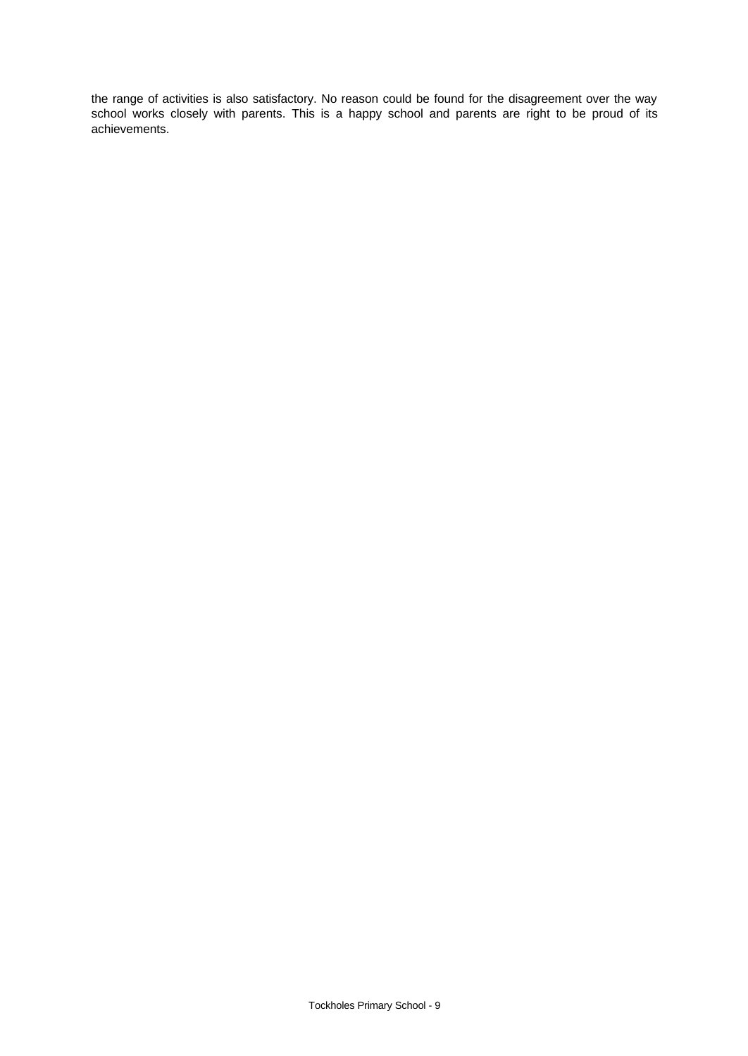the range of activities is also satisfactory. No reason could be found for the disagreement over the way school works closely with parents. This is a happy school and parents are right to be proud of its achievements.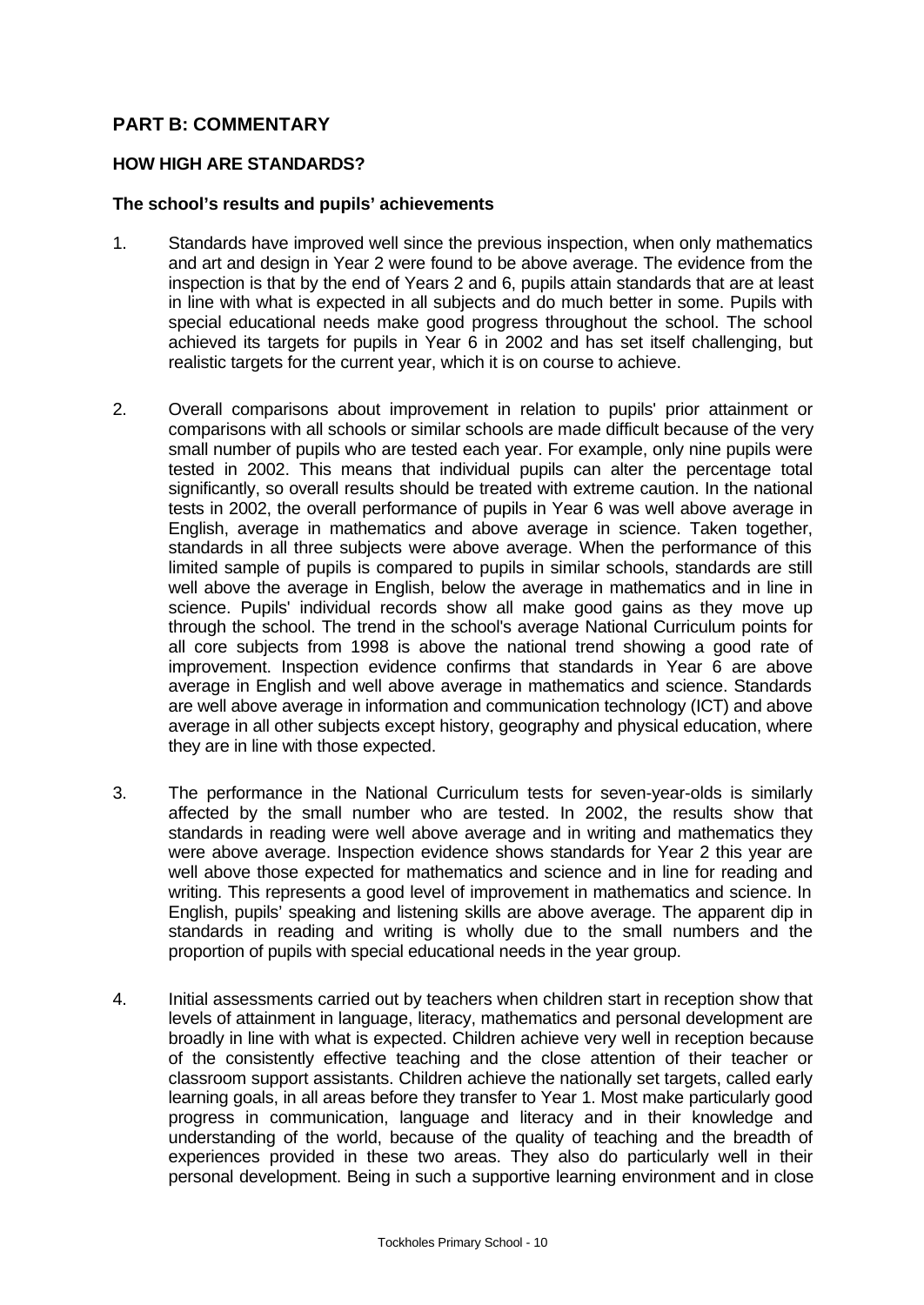## PART B: COMMENTARY

### HOW HIGH ARE STANDARDS?

#### The school's results and pupils' achievements

1. Standards have improved well since the previous inspection, when only mathematics and art and design in Year 2 were found to be above average. The evidence from the inspection is that by the end of Years 2 and 6, pupils attain standards that are at least in line with what is expected in all subjects and do much better in some. Pupils with special educational needs make good progress throughout the school. The school achieved its targets for pupils in Year 6 in 2002 and has set itself challenging, but realistic targets for the current year, which it is on course to achieve.

2. Overall comparisons about improvement in relation to pupils' prior attainment or comparisons with all schools or similar schools are made difficult because of the very small number of pupils who are tested each year. For example, only nine pupils were tested in 2002. This means that individual pupils can alter the percentage total significantly, so overall results should be treated with extreme caution. In the national tests in 2002, the overall performance of pupils in Year 6 was well above average in English, average in mathematics and above average in science. Taken together, standards in all three subjects were above average. When the performance of this limited sample of pupils is compared to pupils in similar schools, standards are still well above the average in English, below the average in mathematics and in line in science. Pupils' individual records show all make good gains as they move up through the school. The trend in the school's average National Curriculum points for all core subjects from 1998 is above the national trend showing a good rate of improvement. Inspection evidence confirms that standards in Year 6 are above average in English and well above average in mathematics and science. Standards are well above average in information and communication technology (ICT) and above average in all other subjects except history, geography and physical education, where they are in line with those expected.

3. The performance in the National Curriculum tests for seven-year-olds is similarly affected by the small number who are tested. In 2002, the results show that standards in reading were well above average and in writing and mathematics they were above average. Inspection evidence shows standards for Year 2 this year are well above those expected for mathematics and science and in line for reading and writing. This represents a good level of improvement in mathematics and science. In English, pupils' speaking and listening skills are above average. The apparent dip in standards in reading and writing is wholly due to the small numbers and the proportion of pupils with special educational needs in the year group.

4. Initial assessments carried out by teachers when children start in reception show that levels of attainment in language, literacy, mathematics and personal development are broadly in line with what is expected. Children achieve very well in reception because of the consistently effective teaching and the close attention of their teacher or classroom support assistants. Children achieve the nationally set targets, called early learning goals, in all areas before they transfer to Year 1. Most make particularly good progress in communication, language and literacy and in their knowledge and understanding of the world, because of the quality of teaching and the breadth of experiences provided in these two areas. They also do particularly well in their personal development. Being in such a supportive learning environment and in close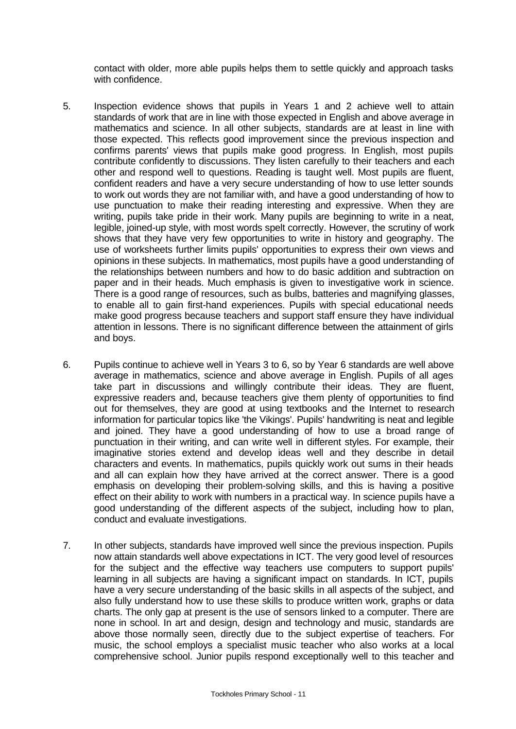contact with older, more able pupils helps them to settle quickly and approach tasks with confidence.

5. Inspection evidence shows that pupils in Years 1 and 2 achieve well to attain standards of work that are in line with those expected in English and above average in mathematics and science. In all other subjects, standards are at least in line with those expected. This reflects good improvement since the previous inspection and confirms parents' views that pupils make good progress. In English, most pupils contribute confidently to discussions. They listen carefully to their teachers and each other and respond well to questions. Reading is taught well. Most pupils are fluent, confident readers and have a very secure understanding of how to use letter sounds to work out words they are not familiar with, and have a good understanding of how to use punctuation to make their reading interesting and expressive. When they are writing, pupils take pride in their work. Many pupils are beginning to write in a neat, legible, joined-up style, with most words spelt correctly. However, the scrutiny of work shows that they have very few opportunities to write in history and geography. The use of worksheets further limits pupils' opportunities to express their own views and opinions in these subjects. In mathematics, most pupils have a good understanding of the relationships between numbers and how to do basic addition and subtraction on paper and in their heads. Much emphasis is given to investigative work in science. There is a good range of resources, such as bulbs, batteries and magnifying glasses, to enable all to gain first-hand experiences. Pupils with special educational needs make good progress because teachers and support staff ensure they have individual attention in lessons. There is no significant difference between the attainment of girls and boys.

6. Pupils continue to achieve well in Years 3 to 6, so by Year 6 standards are well above average in mathematics, science and above average in English. Pupils of all ages take part in discussions and willingly contribute their ideas. They are fluent, expressive readers and, because teachers give them plenty of opportunities to find out for themselves, they are good at using textbooks and the Internet to research information for particular topics like 'the Vikings'. Pupils' handwriting is neat and legible and joined. They have a good understanding of how to use a broad range of punctuation in their writing, and can write well in different styles. For example, their imaginative stories extend and develop ideas well and they describe in detail characters and events. In mathematics, pupils quickly work out sums in their heads and all can explain how they have arrived at the correct answer. There is a good emphasis on developing their problem-solving skills, and this is having a positive effect on their ability to work with numbers in a practical way. In science pupils have a good understanding of the different aspects of the subject, including how to plan, conduct and evaluate investigations.

7. In other subjects, standards have improved well since the previous inspection. Pupils now attain standards well above expectations in ICT. The very good level of resources for the subject and the effective way teachers use computers to support pupils' learning in all subjects are having a significant impact on standards. In ICT, pupils have a very secure understanding of the basic skills in all aspects of the subject, and also fully understand how to use these skills to produce written work, graphs or data charts. The only gap at present is the use of sensors linked to a computer. There are none in school. In art and design, design and technology and music, standards are above those normally seen, directly due to the subject expertise of teachers. For music, the school employs a specialist music teacher who also works at a local comprehensive school. Junior pupils respond exceptionally well to this teacher and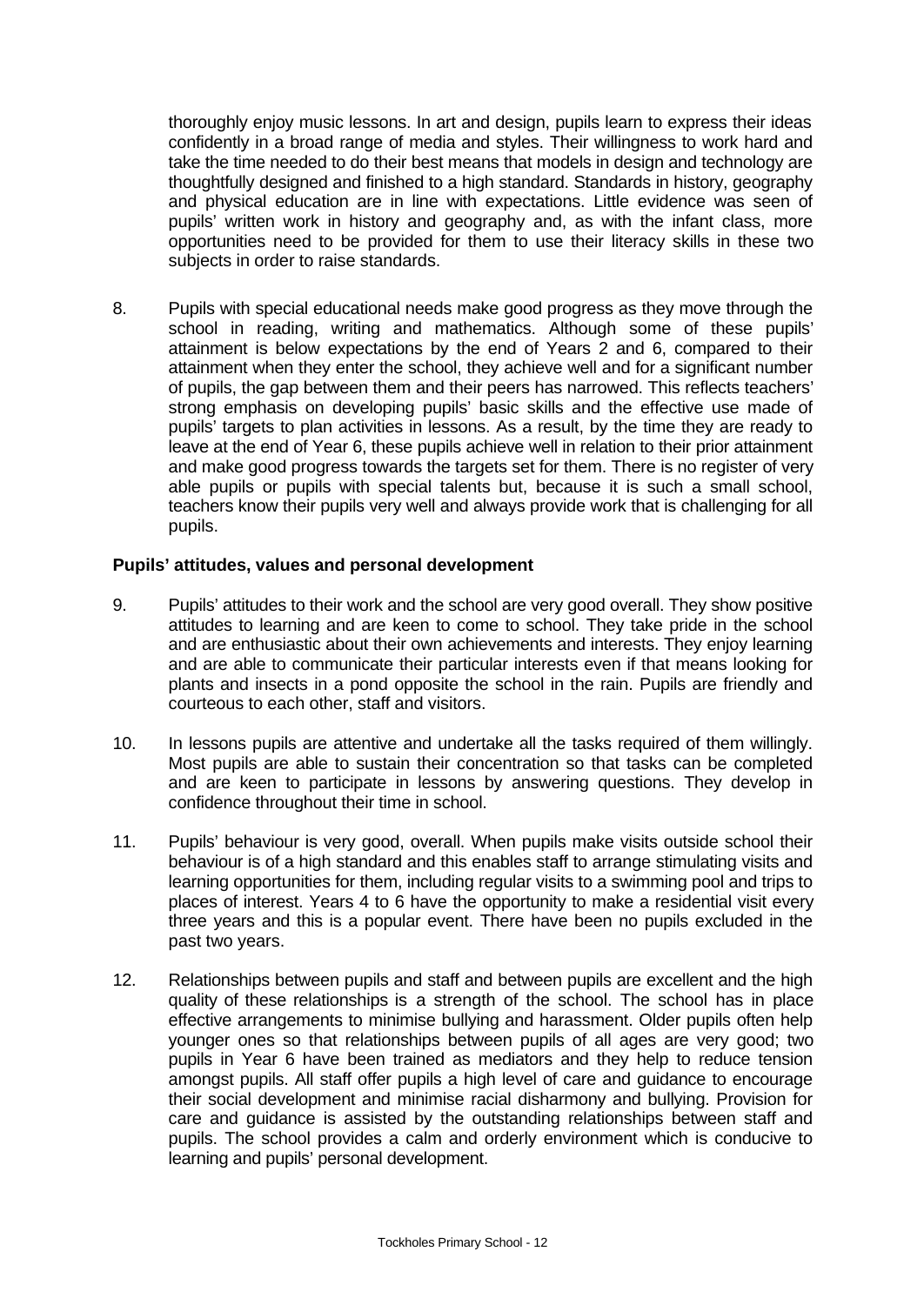thoroughly enjoy music lessons. In art and design, pupils learn to express their ideas confidently in a broad range of media and styles. Their willingness to work hard and take the time needed to do their best means that models in design and technology are thoughtfully designed and finished to a high standard. Standards in history, geography and physical education are in line with expectations. Little evidence was seen of pupils' written work in history and geography and, as with the infant class, more opportunities need to be provided for them to use their literacy skills in these two subjects in order to raise standards.

8. Pupils with special educational needs make good progress as they move through the school in reading, writing and mathematics. Although some of these pupils' attainment is below expectations by the end of Years 2 and 6, compared to their attainment when they enter the school, they achieve well and for a significant number of pupils, the gap between them and their peers has narrowed. This reflects teachers' strong emphasis on developing pupils' basic skills and the effective use made of pupils' targets to plan activities in lessons. As a result, by the time they are ready to leave at the end of Year 6, these pupils achieve well in relation to their prior attainment and make good progress towards the targets set for them. There is no register of very able pupils or pupils with special talents but, because it is such a small school, teachers know their pupils very well and always provide work that is challenging for all pupils.

**Pupils' attitudes, values and personal development**

9. Pupils' attitudes to their work and the school are very good overall. They show positive attitudes to learning and are keen to come to school. They take pride in the school and are enthusiastic about their own achievements and interests. They enjoy learning and are able to communicate their particular interests even if that means looking for plants and insects in a pond opposite the school in the rain. Pupils are friendly and courteous to each other, staff and visitors.

10. In lessons pupils are attentive and undertake all the tasks required of them willingly. Most pupils are able to sustain their concentration so that tasks can be completed and are keen to participate in lessons by answering questions. They develop in confidence throughout their time in school.

11. Pupils' behaviour is very good, overall. When pupils make visits outside school their behaviour is of a high standard and this enables staff to arrange stimulating visits and learning opportunities for them, including regular visits to a swimming pool and trips to places of interest. Years 4 to 6 have the opportunity to make a residential visit every three years and this is a popular event. There have been no pupils excluded in the past two years.

12. Relationships between pupils and staff and between pupils are excellent and the high quality of these relationships is a strength of the school. The school has in place effective arrangements to minimise bullying and harassment. Older pupils often help younger ones so that relationships between pupils of all ages are very good; two pupils in Year 6 have been trained as mediators and they help to reduce tension amongst pupils. All staff offer pupils a high level of care and guidance to encourage their social development and minimise racial disharmony and bullying. Provision for care and guidance is assisted by the outstanding relationships between staff and pupils. The school provides a calm and orderly environment which is conducive to learning and pupils' personal development.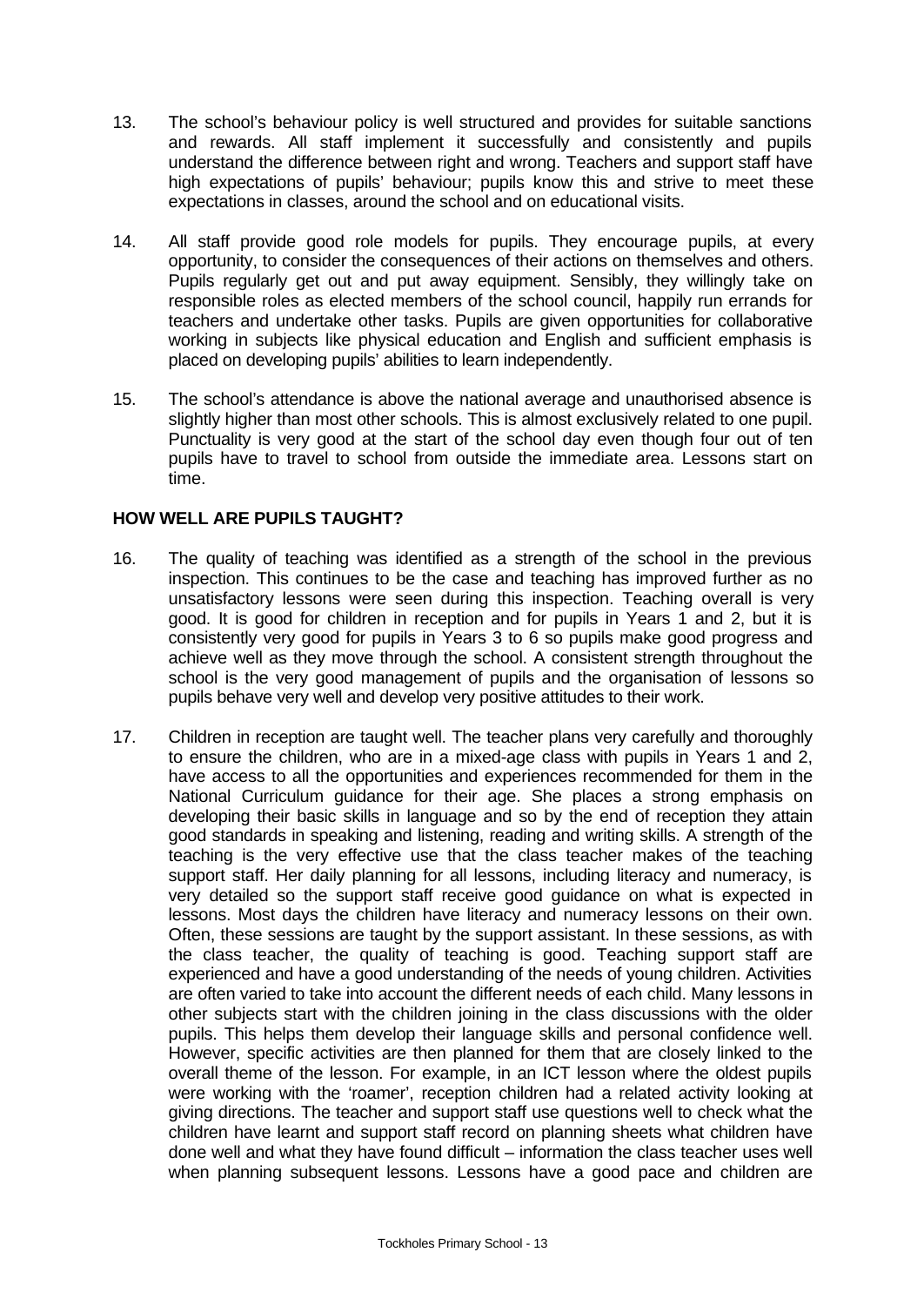13. The school's behaviour policy is well structured and provides for suitable sanctions and rewards. All staff implement it successfully and consistently and pupils understand the difference between right and wrong. Teachers and support staff have high expectations of pupils' behaviour; pupils know this and strive to meet these expectations in classes, around the school and on educational visits.

14. All staff provide good role models for pupils. They encourage pupils, at every opportunity, to consider the consequences of their actions on themselves and others. Pupils regularly get out and put away equipment. Sensibly, they willingly take on responsible roles as elected members of the school council, happily run errands for teachers and undertake other tasks. Pupils are given opportunities for collaborative working in subjects like physical education and English and sufficient emphasis is placed on developing pupils' abilities to learn independently.

15. The school's attendance is above the national average and unauthorised absence is slightly higher than most other schools. This is almost exclusively related to one pupil. Punctuality is very good at the start of the school day even though four out of ten pupils have to travel to school from outside the immediate area. Lessons start on time.

## HOW WELL ARE PUPILS TAUGHT?

16. The quality of teaching was identified as a strength of the school in the previous inspection. This continues to be the case and teaching has improved further as no unsatisfactory lessons were seen during this inspection. Teaching overall is very good. It is good for children in reception and for pupils in Years 1 and 2, but it is consistently very good for pupils in Years 3 to 6 so pupils make good progress and achieve well as they move through the school. A consistent strength throughout the school is the very good management of pupils and the organisation of lessons so pupils behave very well and develop very positive attitudes to their work.

17. Children in reception are taught well. The teacher plans very carefully and thoroughly to ensure the children, who are in a mixed-age class with pupils in Years 1 and 2, have access to all the opportunities and experiences recommended for them in the National Curriculum guidance for their age. She places a strong emphasis on developing their basic skills in language and so by the end of reception they attain good standards in speaking and listening, reading and writing skills. A strength of the teaching is the very effective use that the class teacher makes of the teaching support staff. Her daily planning for all lessons, including literacy and numeracy, is very detailed so the support staff receive good guidance on what is expected in lessons. Most days the children have literacy and numeracy lessons on their own. Often, these sessions are taught by the support assistant. In these sessions, as with the class teacher, the quality of teaching is good. Teaching support staff are experienced and have a good understanding of the needs of young children. Activities are often varied to take into account the different needs of each child. Many lessons in other subjects start with the children joining in the class discussions with the older pupils. This helps them develop their language skills and personal confidence well. However, specific activities are then planned for them that are closely linked to the overall theme of the lesson. For example, in an ICT lesson where the oldest pupils were working with the 'roamer', reception children had a related activity looking at giving directions. The teacher and support staff use questions well to check what the children have learnt and support staff record on planning sheets what children have done well and what they have found difficult – information the class teacher uses well when planning subsequent lessons. Lessons have a good pace and children are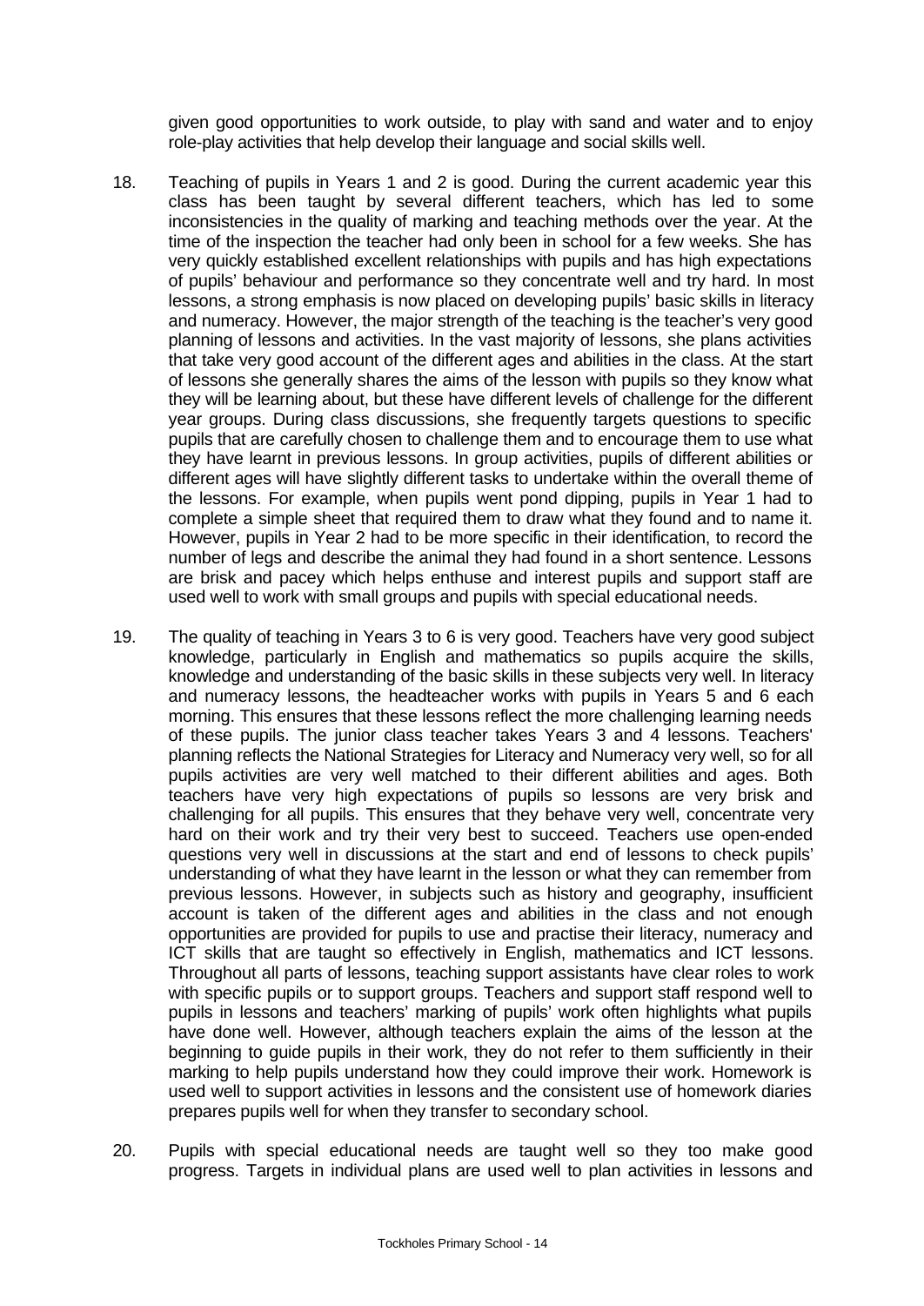given good opportunities to work outside, to play with sand and water and to enjoy role-play activities that help develop their language and social skills well.

18. Teaching of pupils in Years 1 and 2 is good. During the current academic year this class has been taught by several different teachers, which has led to some inconsistencies in the quality of marking and teaching methods over the year. At the time of the inspection the teacher had only been in school for a few weeks. She has very quickly established excellent relationships with pupils and has high expectations of pupils' behaviour and performance so they concentrate well and try hard. In most lessons, a strong emphasis is now placed on developing pupils' basic skills in literacy and numeracy. However, the major strength of the teaching is the teacher's very good planning of lessons and activities. In the vast majority of lessons, she plans activities that take very good account of the different ages and abilities in the class. At the start of lessons she generally shares the aims of the lesson with pupils so they know what they will be learning about, but these have different levels of challenge for the different year groups. During class discussions, she frequently targets questions to specific pupils that are carefully chosen to challenge them and to encourage them to use what they have learnt in previous lessons. In group activities, pupils of different abilities or different ages will have slightly different tasks to undertake within the overall theme of the lessons. For example, when pupils went pond dipping, pupils in Year 1 had to complete a simple sheet that required them to draw what they found and to name it. However, pupils in Year 2 had to be more specific in their identification, to record the number of legs and describe the animal they had found in a short sentence. Lessons are brisk and pacey which helps enthuse and interest pupils and support staff are used well to work with small groups and pupils with special educational needs.

19. The quality of teaching in Years 3 to 6 is very good. Teachers have very good subject knowledge, particularly in English and mathematics so pupils acquire the skills, knowledge and understanding of the basic skills in these subjects very well. In literacy and numeracy lessons, the headteacher works with pupils in Years 5 and 6 each morning. This ensures that these lessons reflect the more challenging learning needs of these pupils. The junior class teacher takes Years 3 and 4 lessons. Teachers' planning reflects the National Strategies for Literacy and Numeracy very well, so for all pupils activities are very well matched to their different abilities and ages. Both teachers have very high expectations of pupils so lessons are very brisk and challenging for all pupils. This ensures that they behave very well, concentrate very hard on their work and try their very best to succeed. Teachers use open-ended questions very well in discussions at the start and end of lessons to check pupils' understanding of what they have learnt in the lesson or what they can remember from previous lessons. However, in subjects such as history and geography, insufficient account is taken of the different ages and abilities in the class and not enough opportunities are provided for pupils to use and practise their literacy, numeracy and ICT skills that are taught so effectively in English, mathematics and ICT lessons. Throughout all parts of lessons, teaching support assistants have clear roles to work with specific pupils or to support groups. Teachers and support staff respond well to pupils in lessons and teachers' marking of pupils' work often highlights what pupils have done well. However, although teachers explain the aims of the lesson at the beginning to guide pupils in their work, they do not refer to them sufficiently in their marking to help pupils understand how they could improve their work. Homework is used well to support activities in lessons and the consistent use of homework diaries prepares pupils well for when they transfer to secondary school.

20. Pupils with special educational needs are taught well so they too make good progress. Targets in individual plans are used well to plan activities in lessons and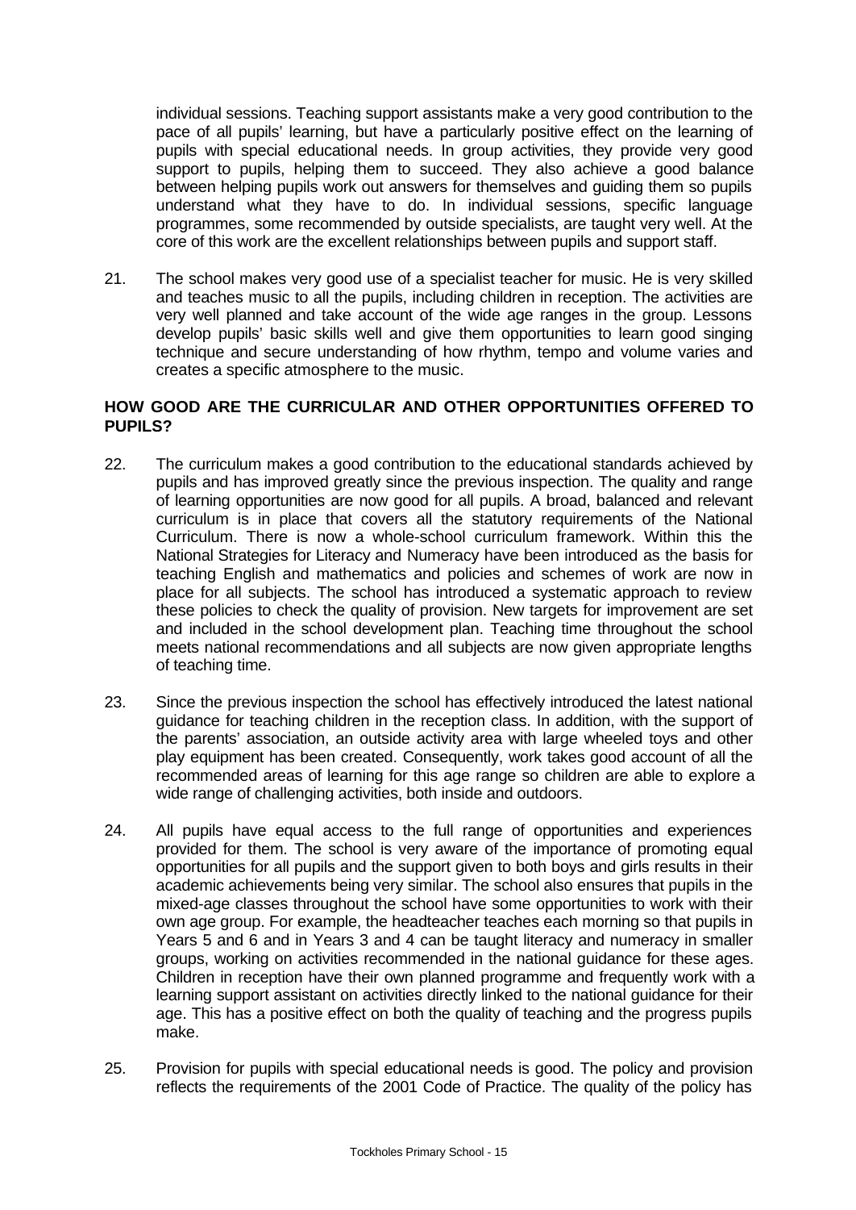individual sessions. Teaching support assistants make a very good contribution to the pace of all pupils' learning, but have a particularly positive effect on the learning of pupils with special educational needs. In group activities, they provide very good support to pupils, helping them to succeed. They also achieve a good balance between helping pupils work out answers for themselves and guiding them so pupils understand what they have to do. In individual sessions, specific language programmes, some recommended by outside specialists, are taught very well. At the core of this work are the excellent relationships between pupils and support staff.

21. The school makes very good use of a specialist teacher for music. He is very skilled and teaches music to all the pupils, including children in reception. The activities are very well planned and take account of the wide age ranges in the group. Lessons develop pupils' basic skills well and give them opportunities to learn good singing technique and secure understanding of how rhythm, tempo and volume varies and creates a specific atmosphere to the music.

## HOW GOOD ARE THE CURRICULAR AND OTHER OPPORTUNITIES OFFERED TO PUPILS?

22. The curriculum makes a good contribution to the educational standards achieved by pupils and has improved greatly since the previous inspection. The quality and range of learning opportunities are now good for all pupils. A broad, balanced and relevant curriculum is in place that covers all the statutory requirements of the National Curriculum. There is now a whole-school curriculum framework. Within this the National Strategies for Literacy and Numeracy have been introduced as the basis for teaching English and mathematics and policies and schemes of work are now in place for all subjects. The school has introduced a systematic approach to review these policies to check the quality of provision. New targets for improvement are set and included in the school development plan. Teaching time throughout the school meets national recommendations and all subjects are now given appropriate lengths of teaching time.

23. Since the previous inspection the school has effectively introduced the latest national guidance for teaching children in the reception class. In addition, with the support of the parents' association, an outside activity area with large wheeled toys and other play equipment has been created. Consequently, work takes good account of all the recommended areas of learning for this age range so children are able to explore a wide range of challenging activities, both inside and outdoors.

24. All pupils have equal access to the full range of opportunities and experiences provided for them. The school is very aware of the importance of promoting equal opportunities for all pupils and the support given to both boys and girls results in their academic achievements being very similar. The school also ensures that pupils in the mixed-age classes throughout the school have some opportunities to work with their own age group. For example, the headteacher teaches each morning so that pupils in Years 5 and 6 and in Years 3 and 4 can be taught literacy and numeracy in smaller groups, working on activities recommended in the national guidance for these ages. Children in reception have their own planned programme and frequently work with a learning support assistant on activities directly linked to the national guidance for their age. This has a positive effect on both the quality of teaching and the progress pupils make.

25. Provision for pupils with special educational needs is good. The policy and provision reflects the requirements of the 2001 Code of Practice. The quality of the policy has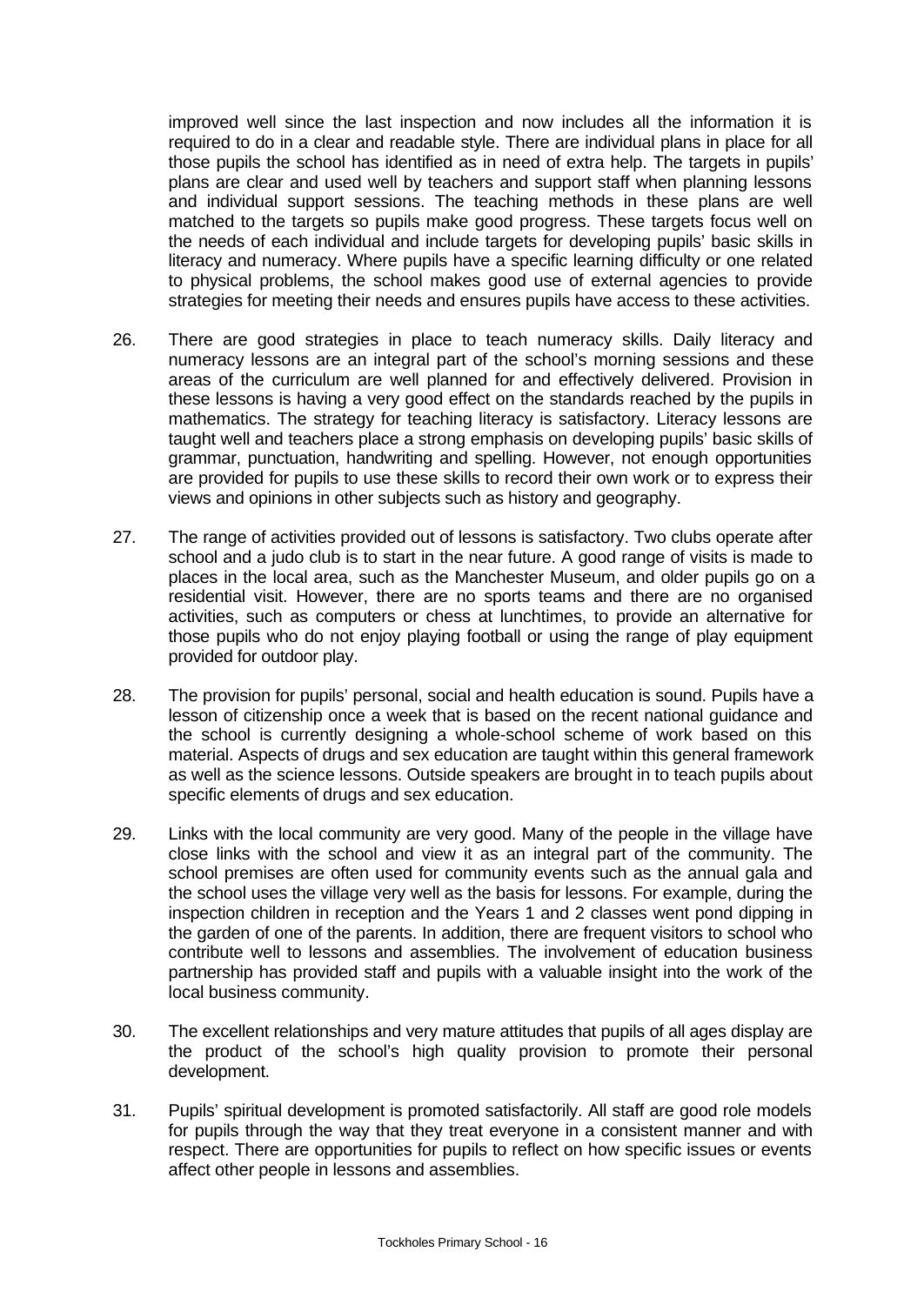improved well since the last inspection and now includes all the information it is required to do in a clear and readable style. There are individual plans in place for all those pupils the school has identified as in need of extra help. The targets in pupils' plans are clear and used well by teachers and support staff when planning lessons and individual support sessions. The teaching methods in these plans are well matched to the targets so pupils make good progress. These targets focus well on the needs of each individual and include targets for developing pupils' basic skills in literacy and numeracy. Where pupils have a specific learning difficulty or one related to physical problems, the school makes good use of external agencies to provide strategies for meeting their needs and ensures pupils have access to these activities.

26. There are good strategies in place to teach numeracy skills. Daily literacy and numeracy lessons are an integral part of the school's morning sessions and these areas of the curriculum are well planned for and effectively delivered. Provision in these lessons is having a very good effect on the standards reached by the pupils in mathematics. The strategy for teaching literacy is satisfactory. Literacy lessons are taught well and teachers place a strong emphasis on developing pupils' basic skills of grammar, punctuation, handwriting and spelling. However, not enough opportunities are provided for pupils to use these skills to record their own work or to express their views and opinions in other subjects such as history and geography.

27. The range of activities provided out of lessons is satisfactory. Two clubs operate after school and a judo club is to start in the near future. A good range of visits is made to places in the local area, such as the Manchester Museum, and older pupils go on a residential visit. However, there are no sports teams and there are no organised activities, such as computers or chess at lunchtimes, to provide an alternative for those pupils who do not enjoy playing football or using the range of play equipment provided for outdoor play.

28. The provision for pupils' personal, social and health education is sound. Pupils have a lesson of citizenship once a week that is based on the recent national guidance and the school is currently designing a whole-school scheme of work based on this material. Aspects of drugs and sex education are taught within this general framework as well as the science lessons. Outside speakers are brought in to teach pupils about specific elements of drugs and sex education.

29. Links with the local community are very good. Many of the people in the village have close links with the school and view it as an integral part of the community. The school premises are often used for community events such as the annual gala and the school uses the village very well as the basis for lessons. For example, during the inspection children in reception and the Years 1 and 2 classes went pond dipping in the garden of one of the parents. In addition, there are frequent visitors to school who contribute well to lessons and assemblies. The involvement of education business partnership has provided staff and pupils with a valuable insight into the work of the local business community.

30. The excellent relationships and very mature attitudes that pupils of all ages display are the product of the school's high quality provision to promote their personal development.

31. Pupils' spiritual development is promoted satisfactorily. All staff are good role models for pupils through the way that they treat everyone in a consistent manner and with respect. There are opportunities for pupils to reflect on how specific issues or events affect other people in lessons and assemblies.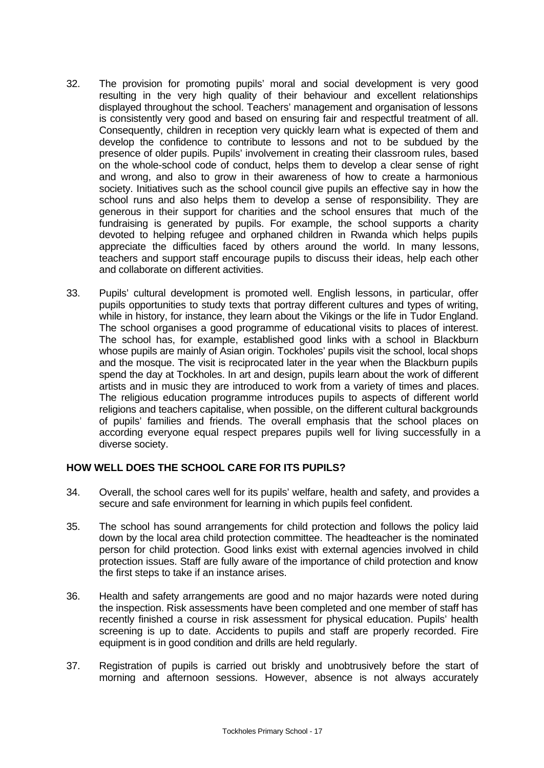32. The provision for promoting pupils' moral and social development is very good resulting in the very high quality of their behaviour and excellent relationships displayed throughout the school. Teachers' management and organisation of lessons is consistently very good and based on ensuring fair and respectful treatment of all. Consequently, children in reception very quickly learn what is expected of them and develop the confidence to contribute to lessons and not to be subdued by the presence of older pupils. Pupils' involvement in creating their classroom rules, based on the whole-school code of conduct, helps them to develop a clear sense of right and wrong, and also to grow in their awareness of how to create a harmonious society. Initiatives such as the school council give pupils an effective say in how the school runs and also helps them to develop a sense of responsibility. They are generous in their support for charities and the school ensures that much of the fundraising is generated by pupils. For example, the school supports a charity devoted to helping refugee and orphaned children in Rwanda which helps pupils appreciate the difficulties faced by others around the world. In many lessons, teachers and support staff encourage pupils to discuss their ideas, help each other and collaborate on different activities.

33. Pupils' cultural development is promoted well. English lessons, in particular, offer pupils opportunities to study texts that portray different cultures and types of writing, while in history, for instance, they learn about the Vikings or the life in Tudor England. The school organises a good programme of educational visits to places of interest. The school has, for example, established good links with a school in Blackburn whose pupils are mainly of Asian origin. Tockholes' pupils visit the school, local shops and the mosque. The visit is reciprocated later in the year when the Blackburn pupils spend the day at Tockholes. In art and design, pupils learn about the work of different artists and in music they are introduced to work from a variety of times and places. The religious education programme introduces pupils to aspects of different world religions and teachers capitalise, when possible, on the different cultural backgrounds of pupils' families and friends. The overall emphasis that the school places on according everyone equal respect prepares pupils well for living successfully in a diverse society.

## HOW WELL DOES THE SCHOOL CARE FOR ITS PUPILS?

34. Overall, the school cares well for its pupils' welfare, health and safety, and provides a secure and safe environment for learning in which pupils feel confident.

35. The school has sound arrangements for child protection and follows the policy laid down by the local area child protection committee. The headteacher is the nominated person for child protection. Good links exist with external agencies involved in child protection issues. Staff are fully aware of the importance of child protection and know the first steps to take if an instance arises.

36. Health and safety arrangements are good and no major hazards were noted during the inspection. Risk assessments have been completed and one member of staff has recently finished a course in risk assessment for physical education. Pupils' health screening is up to date. Accidents to pupils and staff are properly recorded. Fire equipment is in good condition and drills are held regularly.

37. Registration of pupils is carried out briskly and unobtrusively before the start of morning and afternoon sessions. However, absence is not always accurately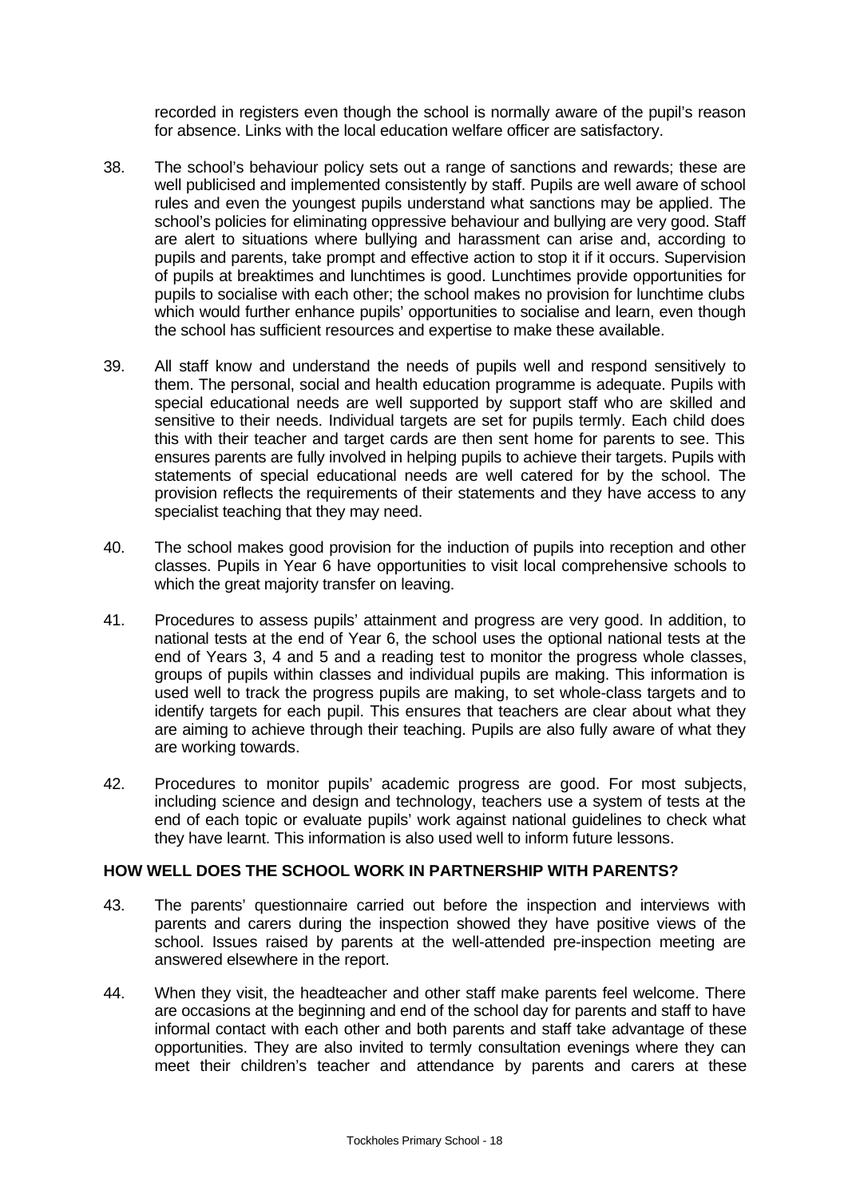recorded in registers even though the school is normally aware of the pupil's reason for absence. Links with the local education welfare officer are satisfactory.

38. The school's behaviour policy sets out a range of sanctions and rewards; these are well publicised and implemented consistently by staff. Pupils are well aware of school rules and even the youngest pupils understand what sanctions may be applied. The school's policies for eliminating oppressive behaviour and bullying are very good. Staff are alert to situations where bullying and harassment can arise and, according to pupils and parents, take prompt and effective action to stop it if it occurs. Supervision of pupils at breaktimes and lunchtimes is good. Lunchtimes provide opportunities for pupils to socialise with each other; the school makes no provision for lunchtime clubs which would further enhance pupils' opportunities to socialise and learn, even though the school has sufficient resources and expertise to make these available.

39. All staff know and understand the needs of pupils well and respond sensitively to them. The personal, social and health education programme is adequate. Pupils with special educational needs are well supported by support staff who are skilled and sensitive to their needs. Individual targets are set for pupils termly. Each child does this with their teacher and target cards are then sent home for parents to see. This ensures parents are fully involved in helping pupils to achieve their targets. Pupils with statements of special educational needs are well catered for by the school. The provision reflects the requirements of their statements and they have access to any specialist teaching that they may need.

40. The school makes good provision for the induction of pupils into reception and other classes. Pupils in Year 6 have opportunities to visit local comprehensive schools to which the great majority transfer on leaving.

41. Procedures to assess pupils' attainment and progress are very good. In addition, to national tests at the end of Year 6, the school uses the optional national tests at the end of Years 3, 4 and 5 and a reading test to monitor the progress whole classes, groups of pupils within classes and individual pupils are making. This information is used well to track the progress pupils are making, to set whole-class targets and to identify targets for each pupil. This ensures that teachers are clear about what they are aiming to achieve through their teaching. Pupils are also fully aware of what they are working towards.

42. Procedures to monitor pupils' academic progress are good. For most subjects, including science and design and technology, teachers use a system of tests at the end of each topic or evaluate pupils' work against national guidelines to check what they have learnt. This information is also used well to inform future lessons.

**HOW WELL DOES THE SCHOOL WORK IN PARTNERSHIP WITH PARENTS?**

43. The parents' questionnaire carried out before the inspection and interviews with parents and carers during the inspection showed they have positive views of the school. Issues raised by parents at the well-attended pre-inspection meeting are answered elsewhere in the report.

44. When they visit, the headteacher and other staff make parents feel welcome. There are occasions at the beginning and end of the school day for parents and staff to have informal contact with each other and both parents and staff take advantage of these opportunities. They are also invited to termly consultation evenings where they can meet their children's teacher and attendance by parents and carers at these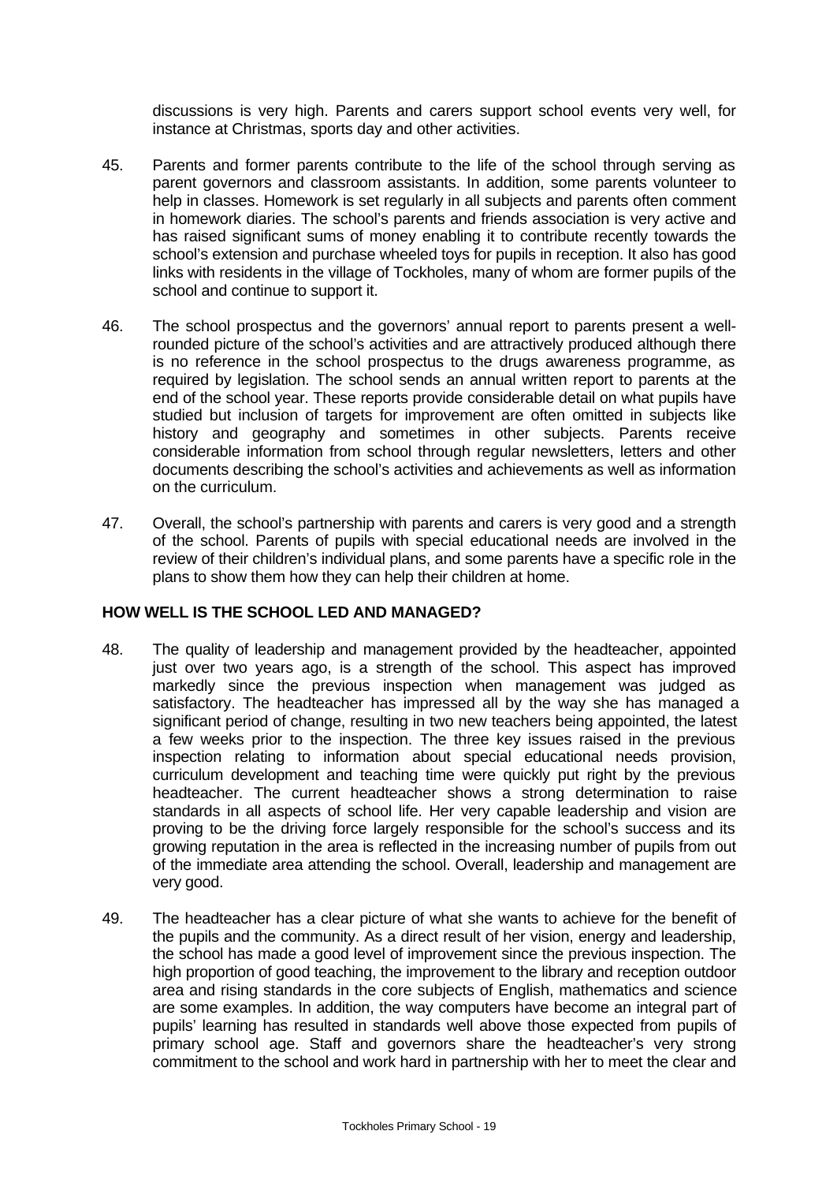discussions is very high. Parents and carers support school events very well, for instance at Christmas, sports day and other activities.

45. Parents and former parents contribute to the life of the school through serving as parent governors and classroom assistants. In addition, some parents volunteer to help in classes. Homework is set regularly in all subjects and parents often comment in homework diaries. The school's parents and friends association is very active and has raised significant sums of money enabling it to contribute recently towards the school's extension and purchase wheeled toys for pupils in reception. It also has good links with residents in the village of Tockholes, many of whom are former pupils of the school and continue to support it.

46. The school prospectus and the governors' annual report to parents present a well-rounded picture of the school's activities and are attractively produced although there is no reference in the school prospectus to the drugs awareness programme, as required by legislation. The school sends an annual written report to parents at the end of the school year. These reports provide considerable detail on what pupils have studied but inclusion of targets for improvement are often omitted in subjects like history and geography and sometimes in other subjects. Parents receive considerable information from school through regular newsletters, letters and other documents describing the school's activities and achievements as well as information on the curriculum.

47. Overall, the school's partnership with parents and carers is very good and a strength of the school. Parents of pupils with special educational needs are involved in the review of their children's individual plans, and some parents have a specific role in the plans to show them how they can help their children at home.

## HOW WELL IS THE SCHOOL LED AND MANAGED?

48. The quality of leadership and management provided by the headteacher, appointed just over two years ago, is a strength of the school. This aspect has improved markedly since the previous inspection when management was judged as satisfactory. The headteacher has impressed all by the way she has managed a significant period of change, resulting in two new teachers being appointed, the latest a few weeks prior to the inspection. The three key issues raised in the previous inspection relating to information about special educational needs provision, curriculum development and teaching time were quickly put right by the previous headteacher. The current headteacher shows a strong determination to raise standards in all aspects of school life. Her very capable leadership and vision are proving to be the driving force largely responsible for the school's success and its growing reputation in the area is reflected in the increasing number of pupils from out of the immediate area attending the school. Overall, leadership and management are very good.

49. The headteacher has a clear picture of what she wants to achieve for the benefit of the pupils and the community. As a direct result of her vision, energy and leadership, the school has made a good level of improvement since the previous inspection. The high proportion of good teaching, the improvement to the library and reception outdoor area and rising standards in the core subjects of English, mathematics and science are some examples. In addition, the way computers have become an integral part of pupils' learning has resulted in standards well above those expected from pupils of primary school age. Staff and governors share the headteacher's very strong commitment to the school and work hard in partnership with her to meet the clear and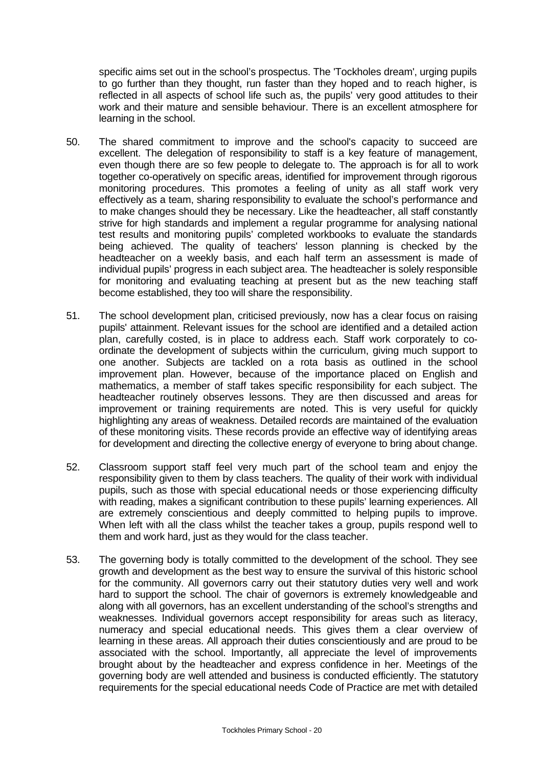specific aims set out in the school's prospectus. The 'Tockholes dream', urging pupils to go further than they thought, run faster than they hoped and to reach higher, is reflected in all aspects of school life such as, the pupils' very good attitudes to their work and their mature and sensible behaviour. There is an excellent atmosphere for learning in the school.

50. The shared commitment to improve and the school's capacity to succeed are excellent. The delegation of responsibility to staff is a key feature of management, even though there are so few people to delegate to. The approach is for all to work together co-operatively on specific areas, identified for improvement through rigorous monitoring procedures. This promotes a feeling of unity as all staff work very effectively as a team, sharing responsibility to evaluate the school's performance and to make changes should they be necessary. Like the headteacher, all staff constantly strive for high standards and implement a regular programme for analysing national test results and monitoring pupils' completed workbooks to evaluate the standards being achieved. The quality of teachers' lesson planning is checked by the headteacher on a weekly basis, and each half term an assessment is made of individual pupils' progress in each subject area. The headteacher is solely responsible for monitoring and evaluating teaching at present but as the new teaching staff become established, they too will share the responsibility.

51. The school development plan, criticised previously, now has a clear focus on raising pupils' attainment. Relevant issues for the school are identified and a detailed action plan, carefully costed, is in place to address each. Staff work corporately to co-ordinate the development of subjects within the curriculum, giving much support to one another. Subjects are tackled on a rota basis as outlined in the school improvement plan. However, because of the importance placed on English and mathematics, a member of staff takes specific responsibility for each subject. The headteacher routinely observes lessons. They are then discussed and areas for improvement or training requirements are noted. This is very useful for quickly highlighting any areas of weakness. Detailed records are maintained of the evaluation of these monitoring visits. These records provide an effective way of identifying areas for development and directing the collective energy of everyone to bring about change.

52. Classroom support staff feel very much part of the school team and enjoy the responsibility given to them by class teachers. The quality of their work with individual pupils, such as those with special educational needs or those experiencing difficulty with reading, makes a significant contribution to these pupils' learning experiences. All are extremely conscientious and deeply committed to helping pupils to improve. When left with all the class whilst the teacher takes a group, pupils respond well to them and work hard, just as they would for the class teacher.

53. The governing body is totally committed to the development of the school. They see growth and development as the best way to ensure the survival of this historic school for the community. All governors carry out their statutory duties very well and work hard to support the school. The chair of governors is extremely knowledgeable and along with all governors, has an excellent understanding of the school's strengths and weaknesses. Individual governors accept responsibility for areas such as literacy, numeracy and special educational needs. This gives them a clear overview of learning in these areas. All approach their duties conscientiously and are proud to be associated with the school. Importantly, all appreciate the level of improvements brought about by the headteacher and express confidence in her. Meetings of the governing body are well attended and business is conducted efficiently. The statutory requirements for the special educational needs Code of Practice are met with detailed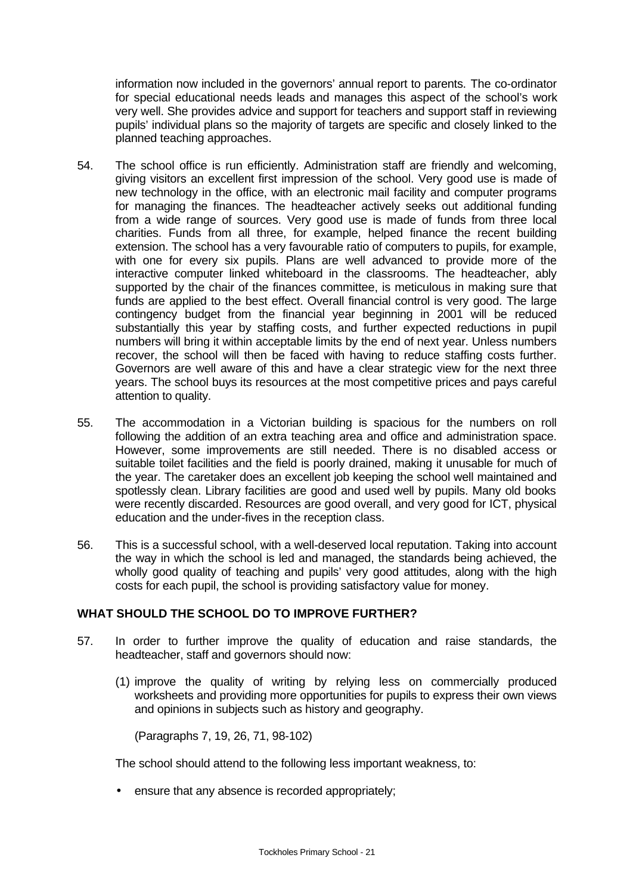information now included in the governors' annual report to parents. The co-ordinator for special educational needs leads and manages this aspect of the school's work very well. She provides advice and support for teachers and support staff in reviewing pupils' individual plans so the majority of targets are specific and closely linked to the planned teaching approaches.

54. The school office is run efficiently. Administration staff are friendly and welcoming, giving visitors an excellent first impression of the school. Very good use is made of new technology in the office, with an electronic mail facility and computer programs for managing the finances. The headteacher actively seeks out additional funding from a wide range of sources. Very good use is made of funds from three local charities. Funds from all three, for example, helped finance the recent building extension. The school has a very favourable ratio of computers to pupils, for example, with one for every six pupils. Plans are well advanced to provide more of the interactive computer linked whiteboard in the classrooms. The headteacher, ably supported by the chair of the finances committee, is meticulous in making sure that funds are applied to the best effect. Overall financial control is very good. The large contingency budget from the financial year beginning in 2001 will be reduced substantially this year by staffing costs, and further expected reductions in pupil numbers will bring it within acceptable limits by the end of next year. Unless numbers recover, the school will then be faced with having to reduce staffing costs further. Governors are well aware of this and have a clear strategic view for the next three years. The school buys its resources at the most competitive prices and pays careful attention to quality.

55. The accommodation in a Victorian building is spacious for the numbers on roll following the addition of an extra teaching area and office and administration space. However, some improvements are still needed. There is no disabled access or suitable toilet facilities and the field is poorly drained, making it unusable for much of the year. The caretaker does an excellent job keeping the school well maintained and spotlessly clean. Library facilities are good and used well by pupils. Many old books were recently discarded. Resources are good overall, and very good for ICT, physical education and the under-fives in the reception class.

56. This is a successful school, with a well-deserved local reputation. Taking into account the way in which the school is led and managed, the standards being achieved, the wholly good quality of teaching and pupils' very good attitudes, along with the high costs for each pupil, the school is providing satisfactory value for money.

## WHAT SHOULD THE SCHOOL DO TO IMPROVE FURTHER?

57. In order to further improve the quality of education and raise standards, the headteacher, staff and governors should now:

(1) improve the quality of writing by relying less on commercially produced worksheets and providing more opportunities for pupils to express their own views and opinions in subjects such as history and geography.

(Paragraphs 7, 19, 26, 71, 98-102)

The school should attend to the following less important weakness, to:

- ensure that any absence is recorded appropriately;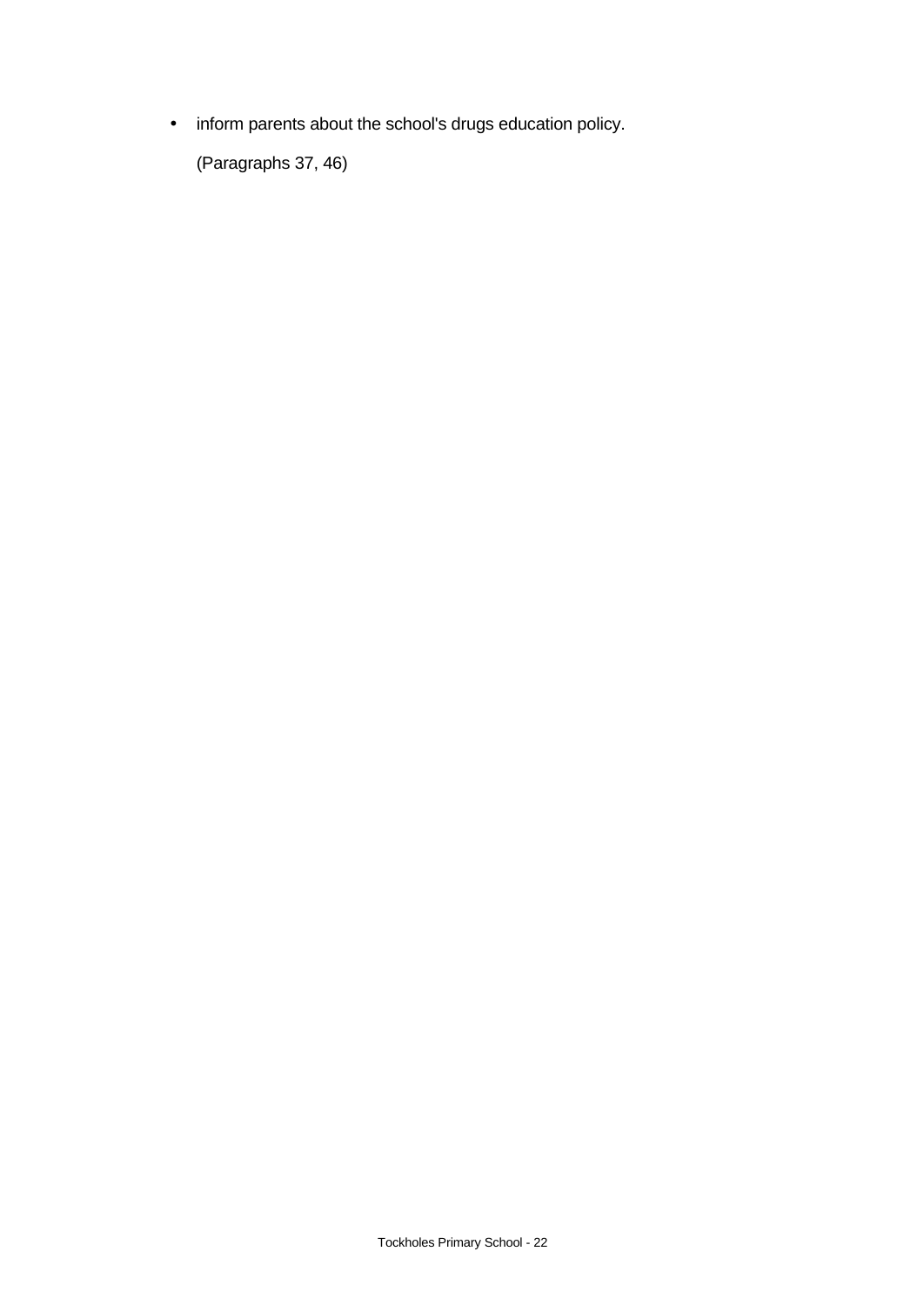- inform parents about the school's drugs education policy.

  (Paragraphs 37, 46)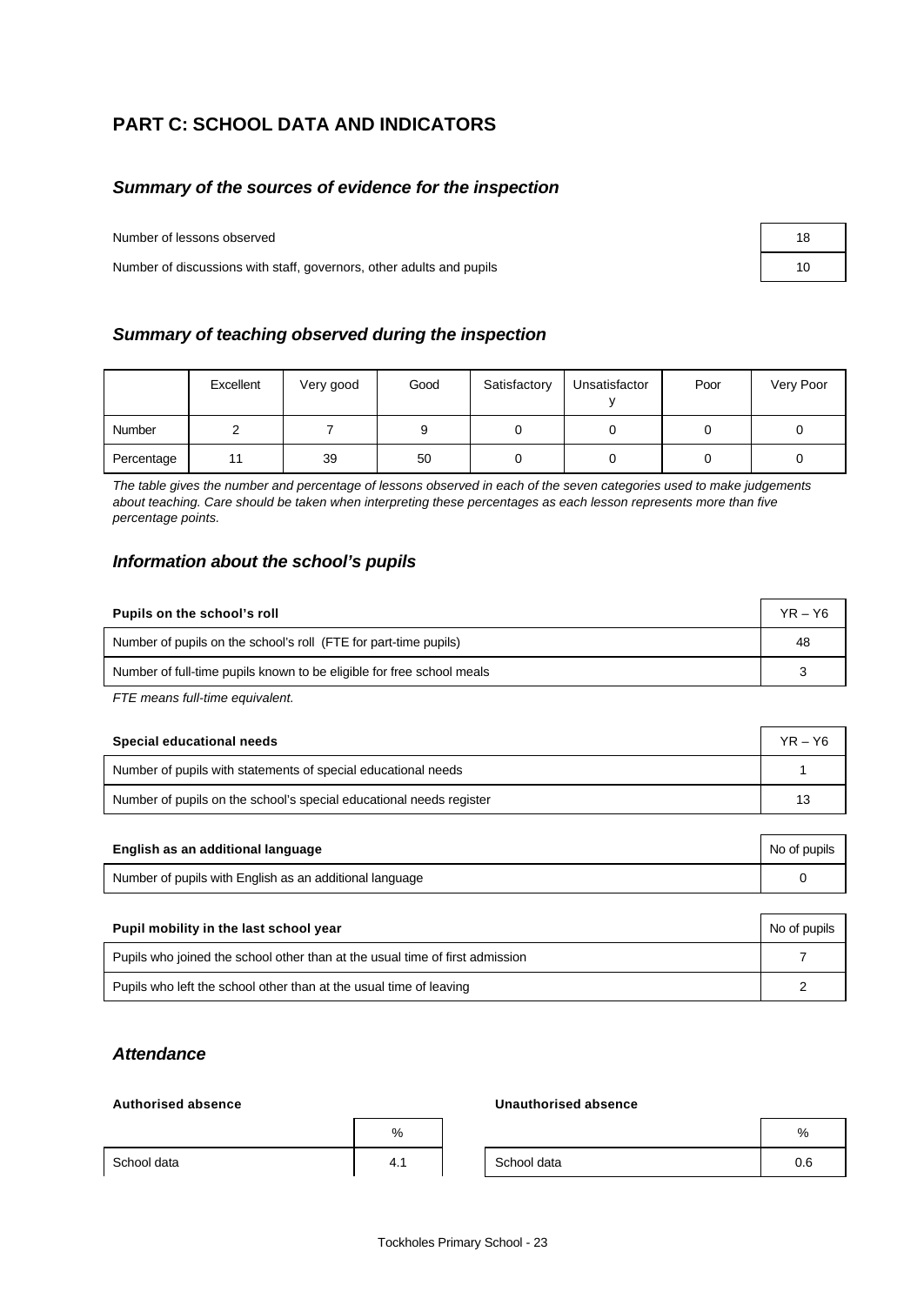## PART C: SCHOOL DATA AND INDICATORS

### *Summary of the sources of evidence for the inspection*

| | |
|---|---|
| Number of lessons observed | 18 |
| Number of discussions with staff, governors, other adults and pupils | 10 |

### *Summary of teaching observed during the inspection*

| | Excellent | Very good | Good | Satisfactory | Unsatisfactory | Poor | Very Poor |
|---|---|---|---|---|---|---|---|
| Number | 2 | 7 | 9 | 0 | 0 | 0 | 0 |
| Percentage | 11 | 39 | 50 | 0 | 0 | 0 | 0 |

*The table gives the number and percentage of lessons observed in each of the seven categories used to make judgements about teaching. Care should be taken when interpreting these percentages as each lesson represents more than five percentage points.*

### *Information about the school's pupils*

| **Pupils on the school's roll** | YR – Y6 |
|---|---|
| Number of pupils on the school's roll (FTE for part-time pupils) | 48 |
| Number of full-time pupils known to be eligible for free school meals | 3 |

*FTE means full-time equivalent.*

| **Special educational needs** | YR – Y6 |
|---|---|
| Number of pupils with statements of special educational needs | 1 |
| Number of pupils on the school's special educational needs register | 13 |

| **English as an additional language** | No of pupils |
|---|---|
| Number of pupils with English as an additional language | 0 |

| **Pupil mobility in the last school year** | No of pupils |
|---|---|
| Pupils who joined the school other than at the usual time of first admission | 7 |
| Pupils who left the school other than at the usual time of leaving | 2 |

### *Attendance*

**Authorised absence**

| | % |
|---|---|
| School data | 4.1 |

**Unauthorised absence**

| | % |
|---|---|
| School data | 0.6 |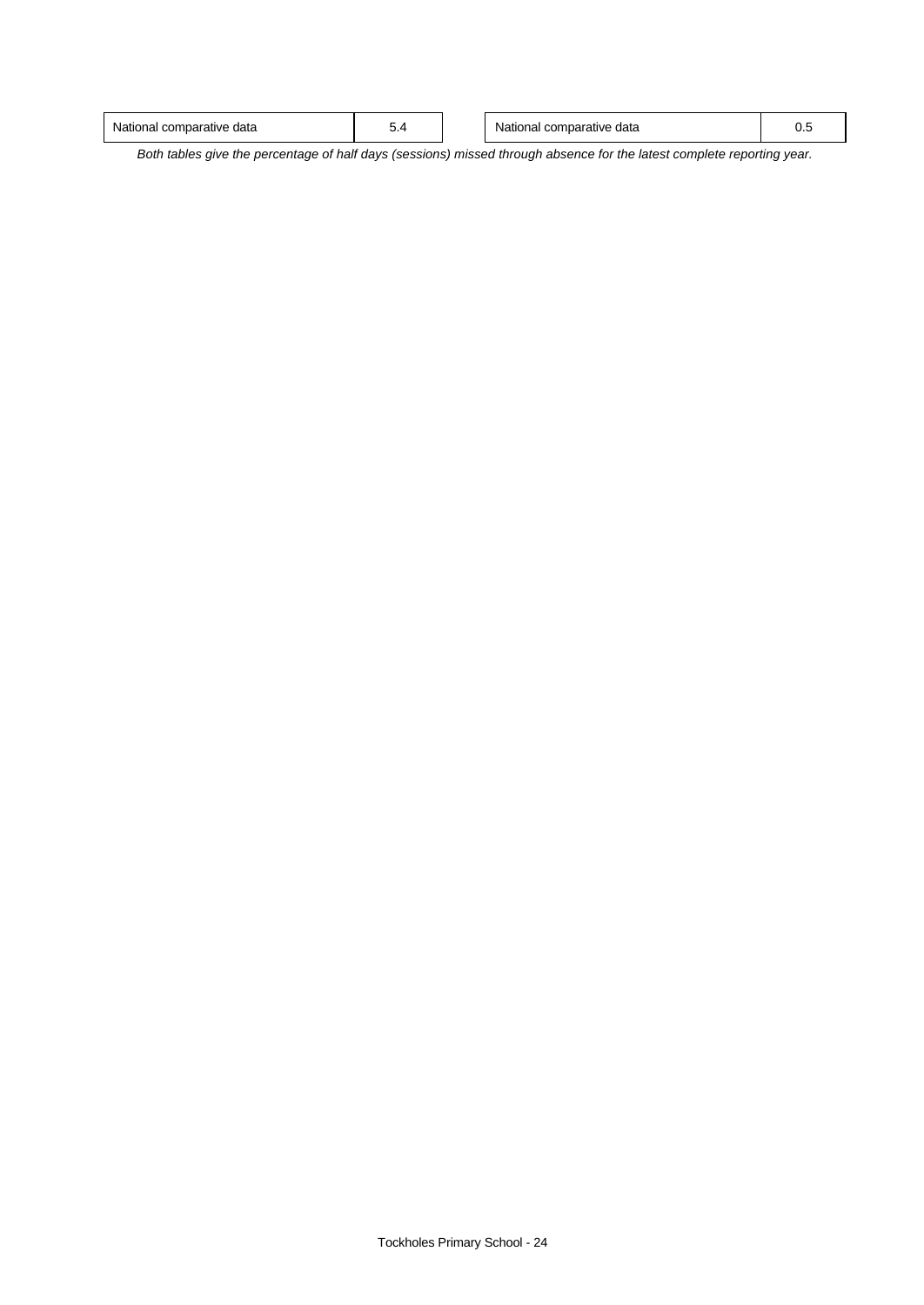| National comparative data | 5.4 |
| --- | --- |

| National comparative data | 0.5 |
| --- | --- |

*Both tables give the percentage of half days (sessions) missed through absence for the latest complete reporting year.*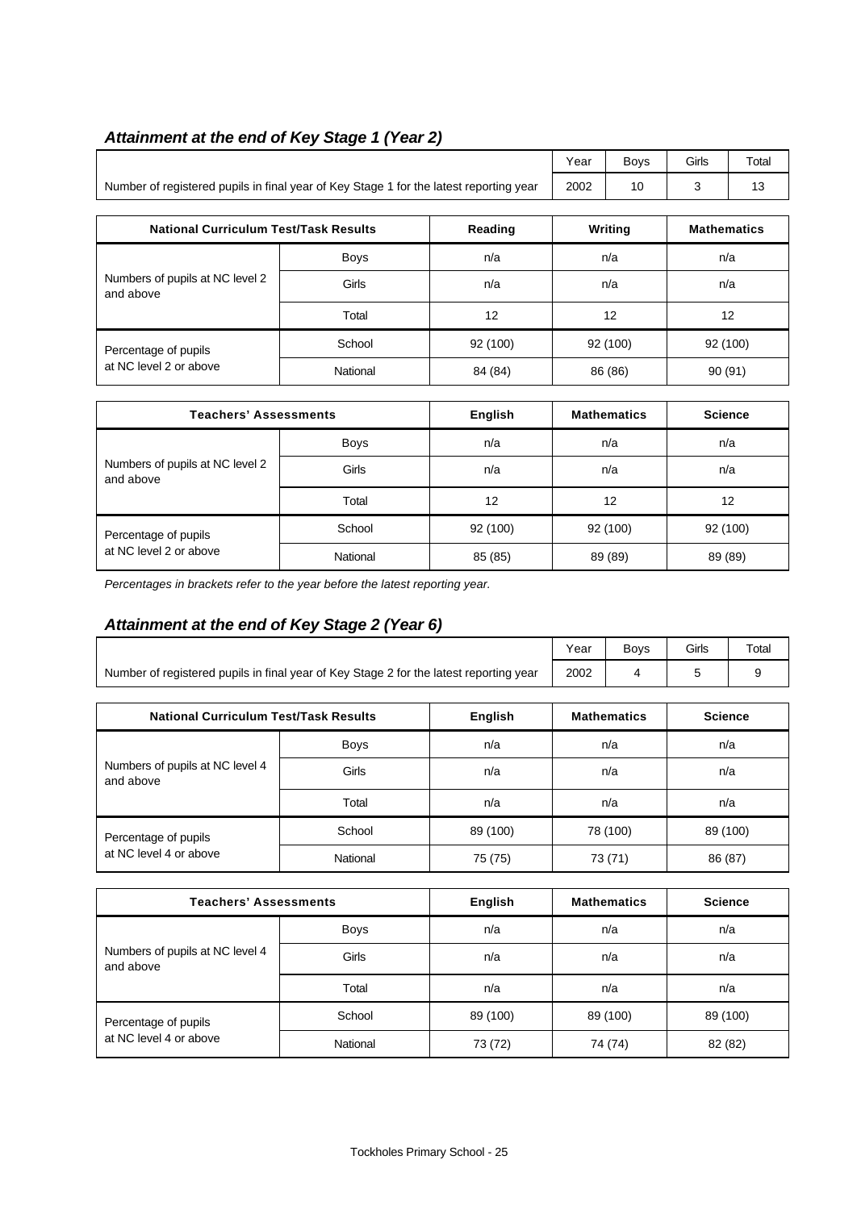### *Attainment at the end of Key Stage 1 (Year 2)*

| | Year | Boys | Girls | Total |
|---|---|---|---|---|
| Number of registered pupils in final year of Key Stage 1 for the latest reporting year | 2002 | 10 | 3 | 13 |

| National Curriculum Test/Task Results | | Reading | Writing | Mathematics |
|---|---|---|---|---|
| Numbers of pupils at NC level 2 and above | Boys | n/a | n/a | n/a |
| | Girls | n/a | n/a | n/a |
| | Total | 12 | 12 | 12 |
| Percentage of pupils at NC level 2 or above | School | 92 (100) | 92 (100) | 92 (100) |
| | National | 84 (84) | 86 (86) | 90 (91) |

| Teachers' Assessments | | English | Mathematics | Science |
|---|---|---|---|---|
| Numbers of pupils at NC level 2 and above | Boys | n/a | n/a | n/a |
| | Girls | n/a | n/a | n/a |
| | Total | 12 | 12 | 12 |
| Percentage of pupils at NC level 2 or above | School | 92 (100) | 92 (100) | 92 (100) |
| | National | 85 (85) | 89 (89) | 89 (89) |

*Percentages in brackets refer to the year before the latest reporting year.*

### *Attainment at the end of Key Stage 2 (Year 6)*

| | Year | Boys | Girls | Total |
|---|---|---|---|---|
| Number of registered pupils in final year of Key Stage 2 for the latest reporting year | 2002 | 4 | 5 | 9 |

| National Curriculum Test/Task Results | | English | Mathematics | Science |
|---|---|---|---|---|
| Numbers of pupils at NC level 4 and above | Boys | n/a | n/a | n/a |
| | Girls | n/a | n/a | n/a |
| | Total | n/a | n/a | n/a |
| Percentage of pupils at NC level 4 or above | School | 89 (100) | 78 (100) | 89 (100) |
| | National | 75 (75) | 73 (71) | 86 (87) |

| Teachers' Assessments | | English | Mathematics | Science |
|---|---|---|---|---|
| Numbers of pupils at NC level 4 and above | Boys | n/a | n/a | n/a |
| | Girls | n/a | n/a | n/a |
| | Total | n/a | n/a | n/a |
| Percentage of pupils at NC level 4 or above | School | 89 (100) | 89 (100) | 89 (100) |
| | National | 73 (72) | 74 (74) | 82 (82) |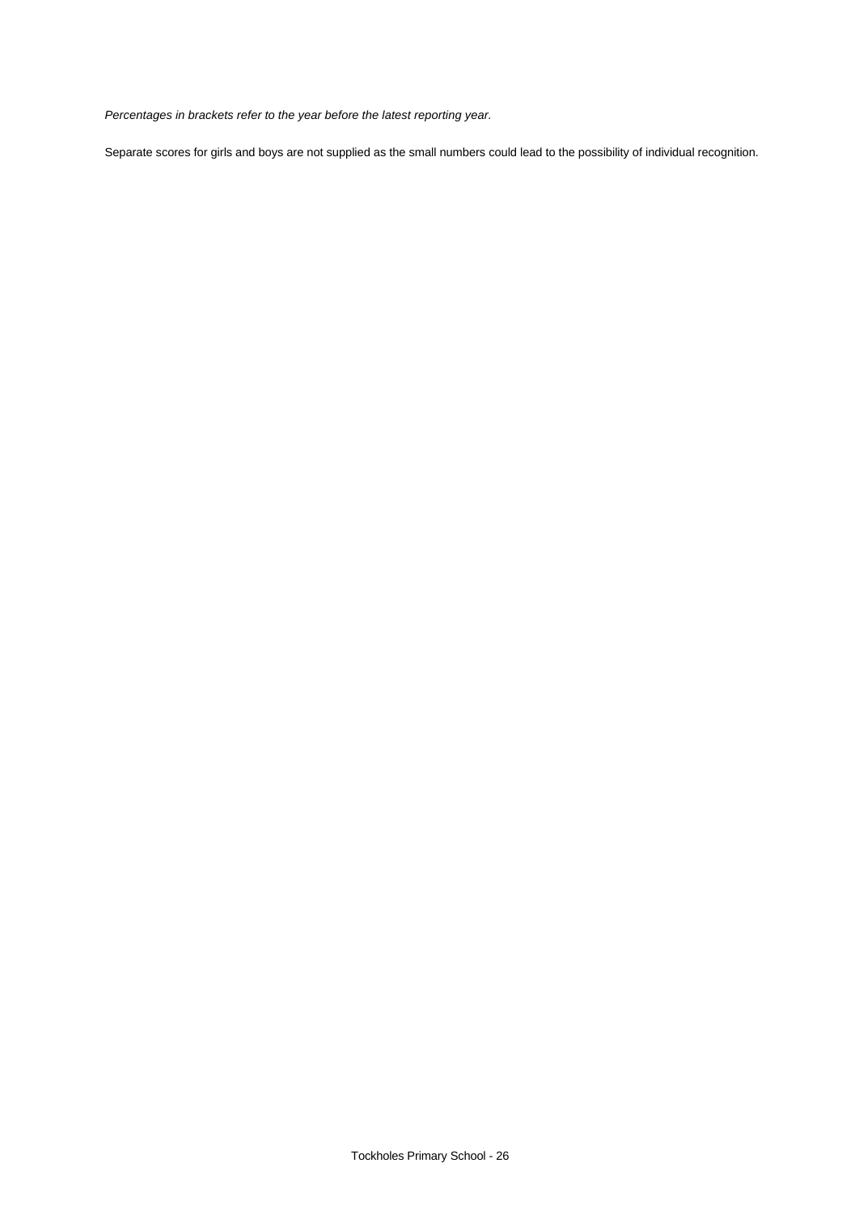*Percentages in brackets refer to the year before the latest reporting year.*

Separate scores for girls and boys are not supplied as the small numbers could lead to the possibility of individual recognition.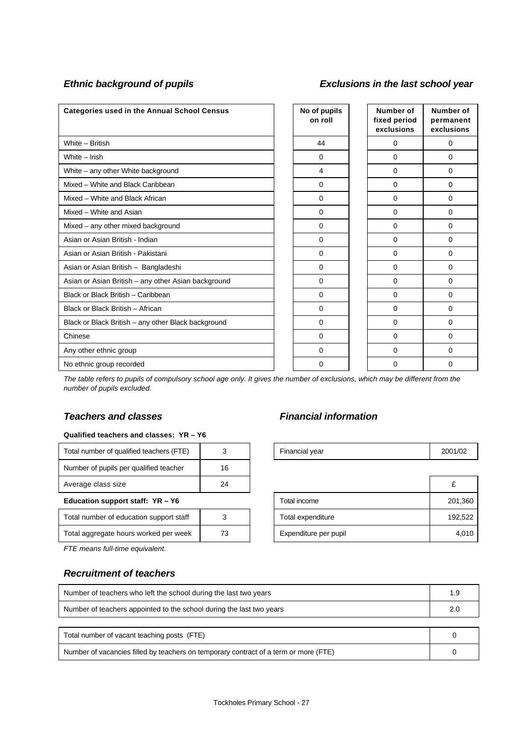### *Ethnic background of pupils*

### *Exclusions in the last school year*

| Categories used in the Annual School Census | No of pupils on roll | Number of fixed period exclusions | Number of permanent exclusions |
|---|---|---|---|
| White – British | 44 | 0 | 0 |
| White – Irish | 0 | 0 | 0 |
| White – any other White background | 4 | 0 | 0 |
| Mixed – White and Black Caribbean | 0 | 0 | 0 |
| Mixed – White and Black African | 0 | 0 | 0 |
| Mixed – White and Asian | 0 | 0 | 0 |
| Mixed – any other mixed background | 0 | 0 | 0 |
| Asian or Asian British - Indian | 0 | 0 | 0 |
| Asian or Asian British - Pakistani | 0 | 0 | 0 |
| Asian or Asian British – Bangladeshi | 0 | 0 | 0 |
| Asian or Asian British – any other Asian background | 0 | 0 | 0 |
| Black or Black British – Caribbean | 0 | 0 | 0 |
| Black or Black British – African | 0 | 0 | 0 |
| Black or Black British – any other Black background | 0 | 0 | 0 |
| Chinese | 0 | 0 | 0 |
| Any other ethnic group | 0 | 0 | 0 |
| No ethnic group recorded | 0 | 0 | 0 |

*The table refers to pupils of compulsory school age only. It gives the number of exclusions, which may be different from the number of pupils excluded.*

### *Teachers and classes*

**Qualified teachers and classes: YR – Y6**

| | |
|---|---|
| Total number of qualified teachers (FTE) | 3 |
| Number of pupils per qualified teacher | 16 |
| Average class size | 24 |

**Education support staff: YR – Y6**

| | |
|---|---|
| Total number of education support staff | 3 |
| Total aggregate hours worked per week | 73 |

*FTE means full-time equivalent.*

### *Financial information*

| | |
|---|---|
| Financial year | 2001/02 |

| | £ |
|---|---|
| Total income | 201,360 |
| Total expenditure | 192,522 |
| Expenditure per pupil | 4,010 |

### *Recruitment of teachers*

| | |
|---|---|
| Number of teachers who left the school during the last two years | 1.9 |
| Number of teachers appointed to the school during the last two years | 2.0 |

| | |
|---|---|
| Total number of vacant teaching posts (FTE) | 0 |
| Number of vacancies filled by teachers on temporary contract of a term or more (FTE) | 0 |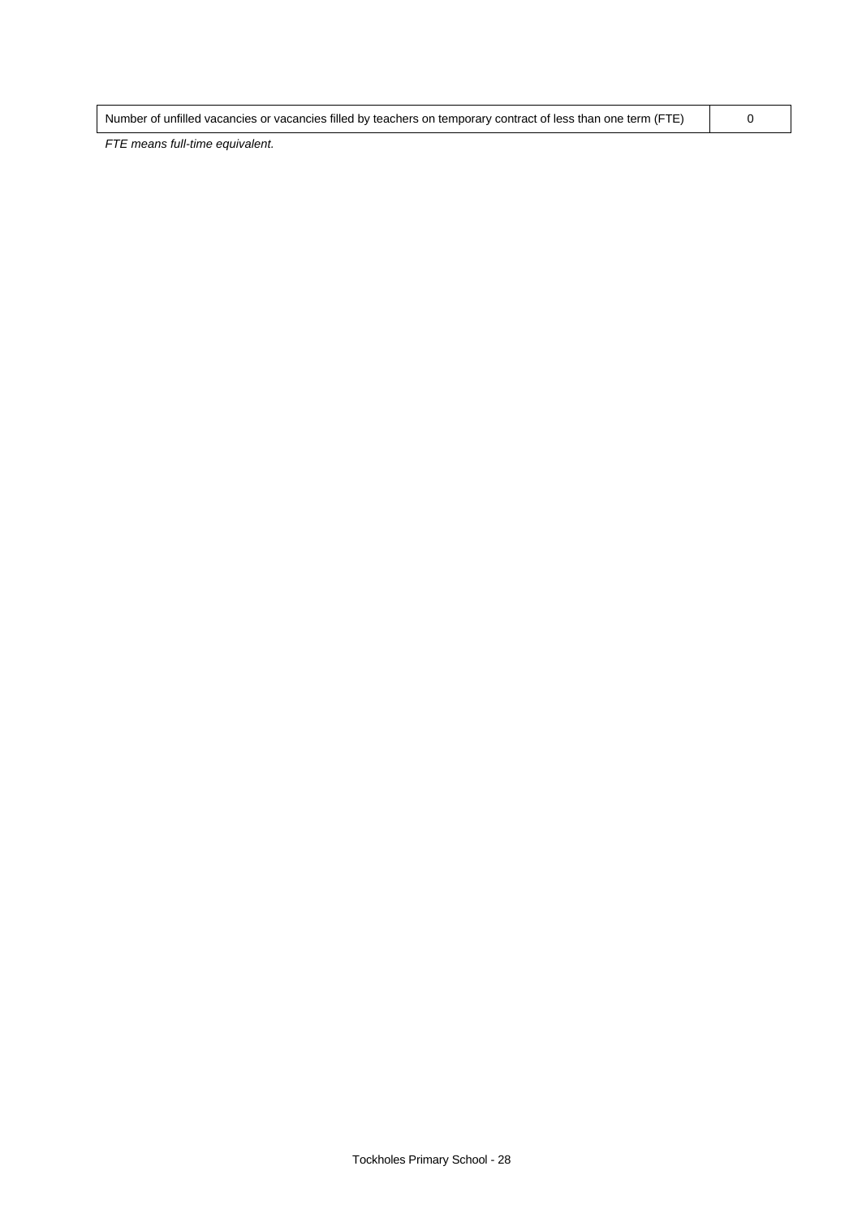| Number of unfilled vacancies or vacancies filled by teachers on temporary contract of less than one term (FTE) | 0 |
|---|---|

*FTE means full-time equivalent.*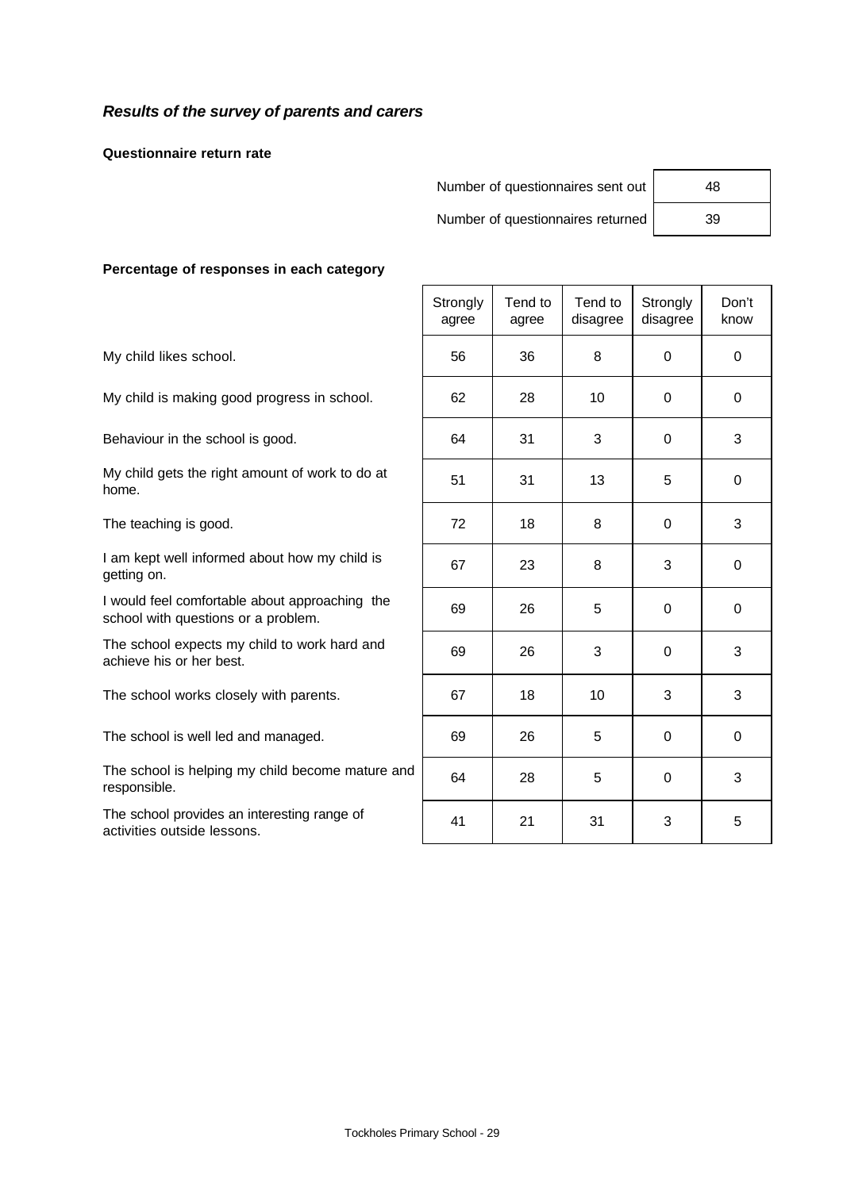### *Results of the survey of parents and carers*

**Questionnaire return rate**

| | |
|---|---|
| Number of questionnaires sent out | 48 |
| Number of questionnaires returned | 39 |

**Percentage of responses in each category**

| | Strongly agree | Tend to agree | Tend to disagree | Strongly disagree | Don't know |
|---|---|---|---|---|---|
| My child likes school. | 56 | 36 | 8 | 0 | 0 |
| My child is making good progress in school. | 62 | 28 | 10 | 0 | 0 |
| Behaviour in the school is good. | 64 | 31 | 3 | 0 | 3 |
| My child gets the right amount of work to do at home. | 51 | 31 | 13 | 5 | 0 |
| The teaching is good. | 72 | 18 | 8 | 0 | 3 |
| I am kept well informed about how my child is getting on. | 67 | 23 | 8 | 3 | 0 |
| I would feel comfortable about approaching the school with questions or a problem. | 69 | 26 | 5 | 0 | 0 |
| The school expects my child to work hard and achieve his or her best. | 69 | 26 | 3 | 0 | 3 |
| The school works closely with parents. | 67 | 18 | 10 | 3 | 3 |
| The school is well led and managed. | 69 | 26 | 5 | 0 | 0 |
| The school is helping my child become mature and responsible. | 64 | 28 | 5 | 0 | 3 |
| The school provides an interesting range of activities outside lessons. | 41 | 21 | 31 | 3 | 5 |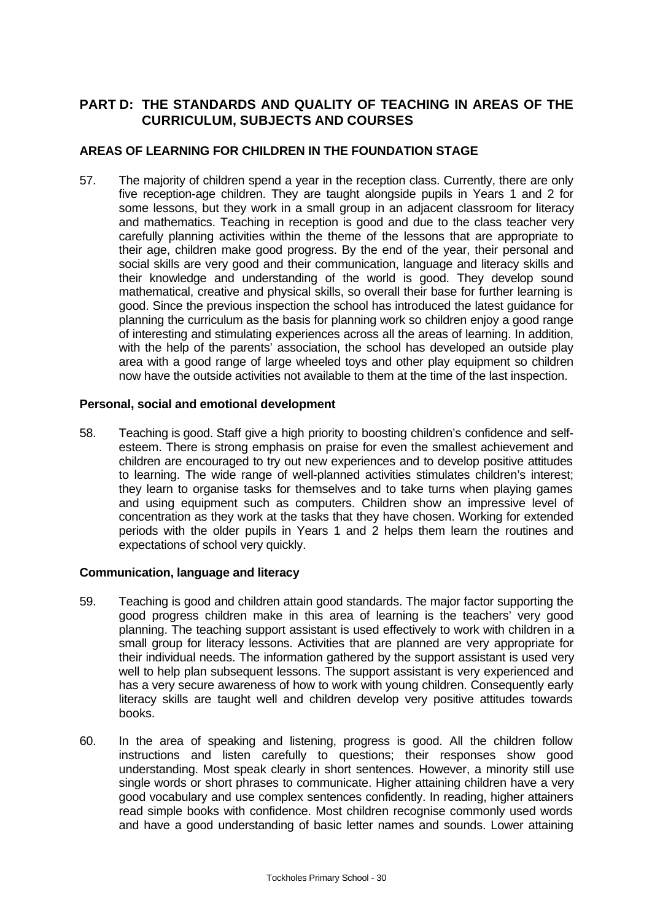## PART D: THE STANDARDS AND QUALITY OF TEACHING IN AREAS OF THE CURRICULUM, SUBJECTS AND COURSES

### AREAS OF LEARNING FOR CHILDREN IN THE FOUNDATION STAGE

57. The majority of children spend a year in the reception class. Currently, there are only five reception-age children. They are taught alongside pupils in Years 1 and 2 for some lessons, but they work in a small group in an adjacent classroom for literacy and mathematics. Teaching in reception is good and due to the class teacher very carefully planning activities within the theme of the lessons that are appropriate to their age, children make good progress. By the end of the year, their personal and social skills are very good and their communication, language and literacy skills and their knowledge and understanding of the world is good. They develop sound mathematical, creative and physical skills, so overall their base for further learning is good. Since the previous inspection the school has introduced the latest guidance for planning the curriculum as the basis for planning work so children enjoy a good range of interesting and stimulating experiences across all the areas of learning. In addition, with the help of the parents' association, the school has developed an outside play area with a good range of large wheeled toys and other play equipment so children now have the outside activities not available to them at the time of the last inspection.

#### Personal, social and emotional development

58. Teaching is good. Staff give a high priority to boosting children's confidence and self-esteem. There is strong emphasis on praise for even the smallest achievement and children are encouraged to try out new experiences and to develop positive attitudes to learning. The wide range of well-planned activities stimulates children's interest; they learn to organise tasks for themselves and to take turns when playing games and using equipment such as computers. Children show an impressive level of concentration as they work at the tasks that they have chosen. Working for extended periods with the older pupils in Years 1 and 2 helps them learn the routines and expectations of school very quickly.

#### Communication, language and literacy

59. Teaching is good and children attain good standards. The major factor supporting the good progress children make in this area of learning is the teachers' very good planning. The teaching support assistant is used effectively to work with children in a small group for literacy lessons. Activities that are planned are very appropriate for their individual needs. The information gathered by the support assistant is used very well to help plan subsequent lessons. The support assistant is very experienced and has a very secure awareness of how to work with young children. Consequently early literacy skills are taught well and children develop very positive attitudes towards books.

60. In the area of speaking and listening, progress is good. All the children follow instructions and listen carefully to questions; their responses show good understanding. Most speak clearly in short sentences. However, a minority still use single words or short phrases to communicate. Higher attaining children have a very good vocabulary and use complex sentences confidently. In reading, higher attainers read simple books with confidence. Most children recognise commonly used words and have a good understanding of basic letter names and sounds. Lower attaining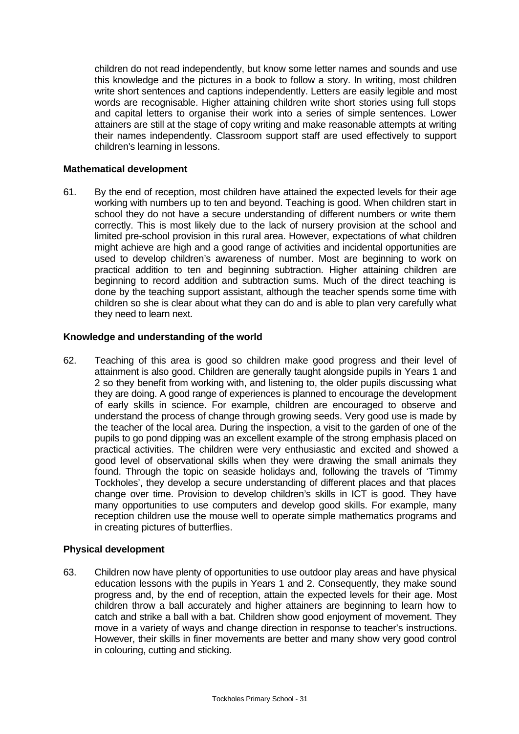children do not read independently, but know some letter names and sounds and use this knowledge and the pictures in a book to follow a story. In writing, most children write short sentences and captions independently. Letters are easily legible and most words are recognisable. Higher attaining children write short stories using full stops and capital letters to organise their work into a series of simple sentences. Lower attainers are still at the stage of copy writing and make reasonable attempts at writing their names independently. Classroom support staff are used effectively to support children's learning in lessons.

**Mathematical development**

61. By the end of reception, most children have attained the expected levels for their age working with numbers up to ten and beyond. Teaching is good. When children start in school they do not have a secure understanding of different numbers or write them correctly. This is most likely due to the lack of nursery provision at the school and limited pre-school provision in this rural area. However, expectations of what children might achieve are high and a good range of activities and incidental opportunities are used to develop children's awareness of number. Most are beginning to work on practical addition to ten and beginning subtraction. Higher attaining children are beginning to record addition and subtraction sums. Much of the direct teaching is done by the teaching support assistant, although the teacher spends some time with children so she is clear about what they can do and is able to plan very carefully what they need to learn next.

**Knowledge and understanding of the world**

62. Teaching of this area is good so children make good progress and their level of attainment is also good. Children are generally taught alongside pupils in Years 1 and 2 so they benefit from working with, and listening to, the older pupils discussing what they are doing. A good range of experiences is planned to encourage the development of early skills in science. For example, children are encouraged to observe and understand the process of change through growing seeds. Very good use is made by the teacher of the local area. During the inspection, a visit to the garden of one of the pupils to go pond dipping was an excellent example of the strong emphasis placed on practical activities. The children were very enthusiastic and excited and showed a good level of observational skills when they were drawing the small animals they found. Through the topic on seaside holidays and, following the travels of 'Timmy Tockholes', they develop a secure understanding of different places and that places change over time. Provision to develop children's skills in ICT is good. They have many opportunities to use computers and develop good skills. For example, many reception children use the mouse well to operate simple mathematics programs and in creating pictures of butterflies.

**Physical development**

63. Children now have plenty of opportunities to use outdoor play areas and have physical education lessons with the pupils in Years 1 and 2. Consequently, they make sound progress and, by the end of reception, attain the expected levels for their age. Most children throw a ball accurately and higher attainers are beginning to learn how to catch and strike a ball with a bat. Children show good enjoyment of movement. They move in a variety of ways and change direction in response to teacher's instructions. However, their skills in finer movements are better and many show very good control in colouring, cutting and sticking.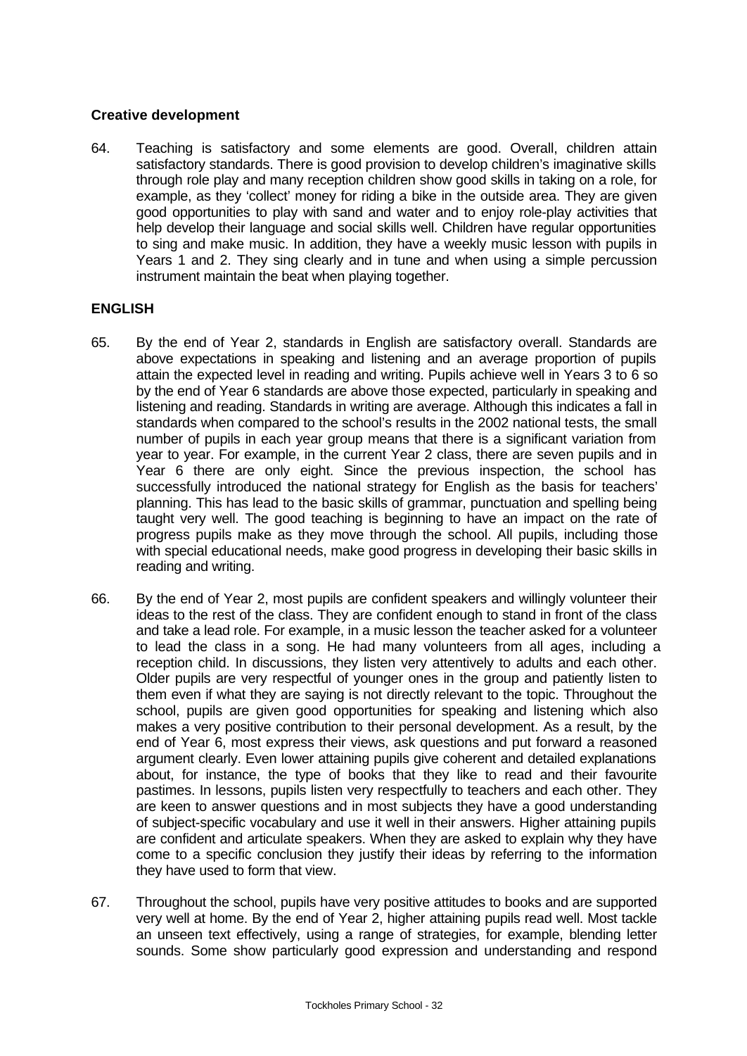### Creative development

64. Teaching is satisfactory and some elements are good. Overall, children attain satisfactory standards. There is good provision to develop children's imaginative skills through role play and many reception children show good skills in taking on a role, for example, as they 'collect' money for riding a bike in the outside area. They are given good opportunities to play with sand and water and to enjoy role-play activities that help develop their language and social skills well. Children have regular opportunities to sing and make music. In addition, they have a weekly music lesson with pupils in Years 1 and 2. They sing clearly and in tune and when using a simple percussion instrument maintain the beat when playing together.

## ENGLISH

65. By the end of Year 2, standards in English are satisfactory overall. Standards are above expectations in speaking and listening and an average proportion of pupils attain the expected level in reading and writing. Pupils achieve well in Years 3 to 6 so by the end of Year 6 standards are above those expected, particularly in speaking and listening and reading. Standards in writing are average. Although this indicates a fall in standards when compared to the school's results in the 2002 national tests, the small number of pupils in each year group means that there is a significant variation from year to year. For example, in the current Year 2 class, there are seven pupils and in Year 6 there are only eight. Since the previous inspection, the school has successfully introduced the national strategy for English as the basis for teachers' planning. This has lead to the basic skills of grammar, punctuation and spelling being taught very well. The good teaching is beginning to have an impact on the rate of progress pupils make as they move through the school. All pupils, including those with special educational needs, make good progress in developing their basic skills in reading and writing.

66. By the end of Year 2, most pupils are confident speakers and willingly volunteer their ideas to the rest of the class. They are confident enough to stand in front of the class and take a lead role. For example, in a music lesson the teacher asked for a volunteer to lead the class in a song. He had many volunteers from all ages, including a reception child. In discussions, they listen very attentively to adults and each other. Older pupils are very respectful of younger ones in the group and patiently listen to them even if what they are saying is not directly relevant to the topic. Throughout the school, pupils are given good opportunities for speaking and listening which also makes a very positive contribution to their personal development. As a result, by the end of Year 6, most express their views, ask questions and put forward a reasoned argument clearly. Even lower attaining pupils give coherent and detailed explanations about, for instance, the type of books that they like to read and their favourite pastimes. In lessons, pupils listen very respectfully to teachers and each other. They are keen to answer questions and in most subjects they have a good understanding of subject-specific vocabulary and use it well in their answers. Higher attaining pupils are confident and articulate speakers. When they are asked to explain why they have come to a specific conclusion they justify their ideas by referring to the information they have used to form that view.

67. Throughout the school, pupils have very positive attitudes to books and are supported very well at home. By the end of Year 2, higher attaining pupils read well. Most tackle an unseen text effectively, using a range of strategies, for example, blending letter sounds. Some show particularly good expression and understanding and respond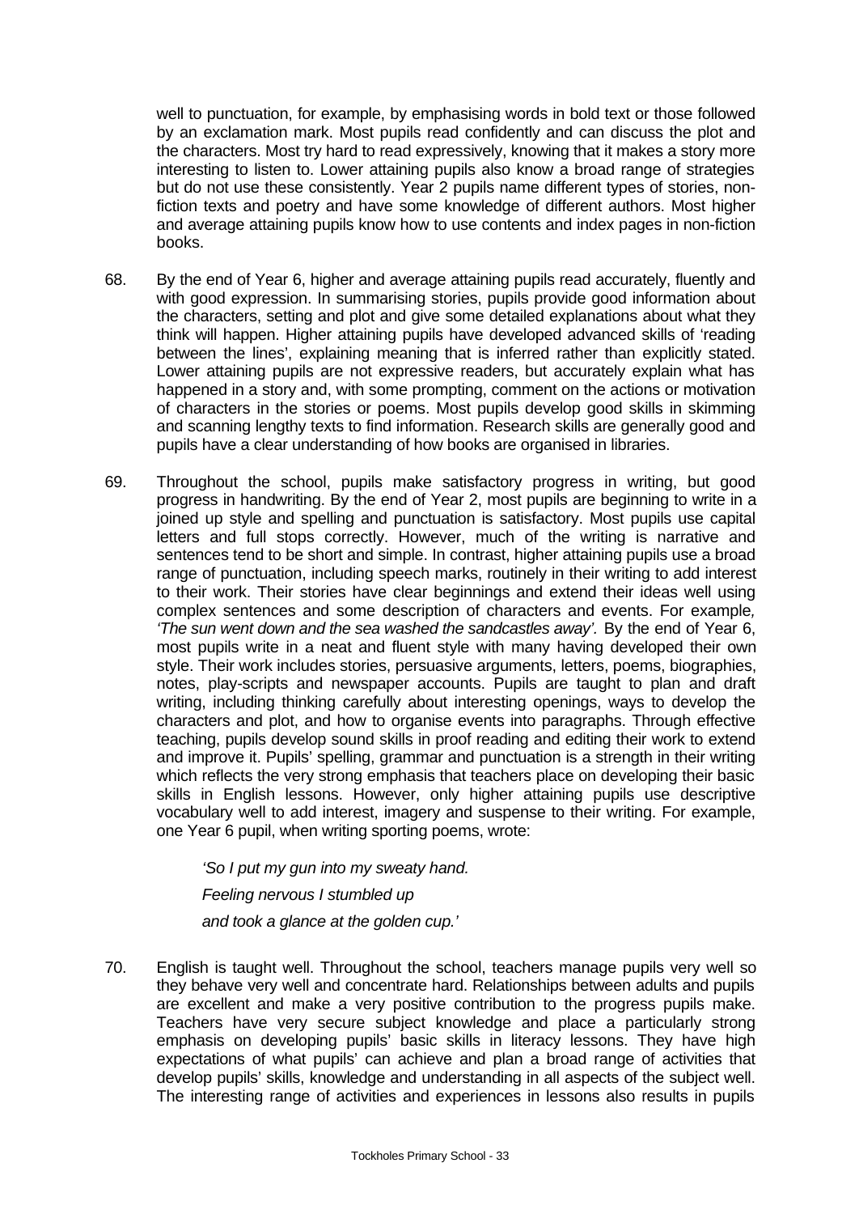well to punctuation, for example, by emphasising words in bold text or those followed by an exclamation mark. Most pupils read confidently and can discuss the plot and the characters. Most try hard to read expressively, knowing that it makes a story more interesting to listen to. Lower attaining pupils also know a broad range of strategies but do not use these consistently. Year 2 pupils name different types of stories, non-fiction texts and poetry and have some knowledge of different authors. Most higher and average attaining pupils know how to use contents and index pages in non-fiction books.

68. By the end of Year 6, higher and average attaining pupils read accurately, fluently and with good expression. In summarising stories, pupils provide good information about the characters, setting and plot and give some detailed explanations about what they think will happen. Higher attaining pupils have developed advanced skills of 'reading between the lines', explaining meaning that is inferred rather than explicitly stated. Lower attaining pupils are not expressive readers, but accurately explain what has happened in a story and, with some prompting, comment on the actions or motivation of characters in the stories or poems. Most pupils develop good skills in skimming and scanning lengthy texts to find information. Research skills are generally good and pupils have a clear understanding of how books are organised in libraries.

69. Throughout the school, pupils make satisfactory progress in writing, but good progress in handwriting. By the end of Year 2, most pupils are beginning to write in a joined up style and spelling and punctuation is satisfactory. Most pupils use capital letters and full stops correctly. However, much of the writing is narrative and sentences tend to be short and simple. In contrast, higher attaining pupils use a broad range of punctuation, including speech marks, routinely in their writing to add interest to their work. Their stories have clear beginnings and extend their ideas well using complex sentences and some description of characters and events. For example, *'The sun went down and the sea washed the sandcastles away'.* By the end of Year 6, most pupils write in a neat and fluent style with many having developed their own style. Their work includes stories, persuasive arguments, letters, poems, biographies, notes, play-scripts and newspaper accounts. Pupils are taught to plan and draft writing, including thinking carefully about interesting openings, ways to develop the characters and plot, and how to organise events into paragraphs. Through effective teaching, pupils develop sound skills in proof reading and editing their work to extend and improve it. Pupils' spelling, grammar and punctuation is a strength in their writing which reflects the very strong emphasis that teachers place on developing their basic skills in English lessons. However, only higher attaining pupils use descriptive vocabulary well to add interest, imagery and suspense to their writing. For example, one Year 6 pupil, when writing sporting poems, wrote:

> *'So I put my gun into my sweaty hand.*
>
> *Feeling nervous I stumbled up*
>
> *and took a glance at the golden cup.'*

70. English is taught well. Throughout the school, teachers manage pupils very well so they behave very well and concentrate hard. Relationships between adults and pupils are excellent and make a very positive contribution to the progress pupils make. Teachers have very secure subject knowledge and place a particularly strong emphasis on developing pupils' basic skills in literacy lessons. They have high expectations of what pupils' can achieve and plan a broad range of activities that develop pupils' skills, knowledge and understanding in all aspects of the subject well. The interesting range of activities and experiences in lessons also results in pupils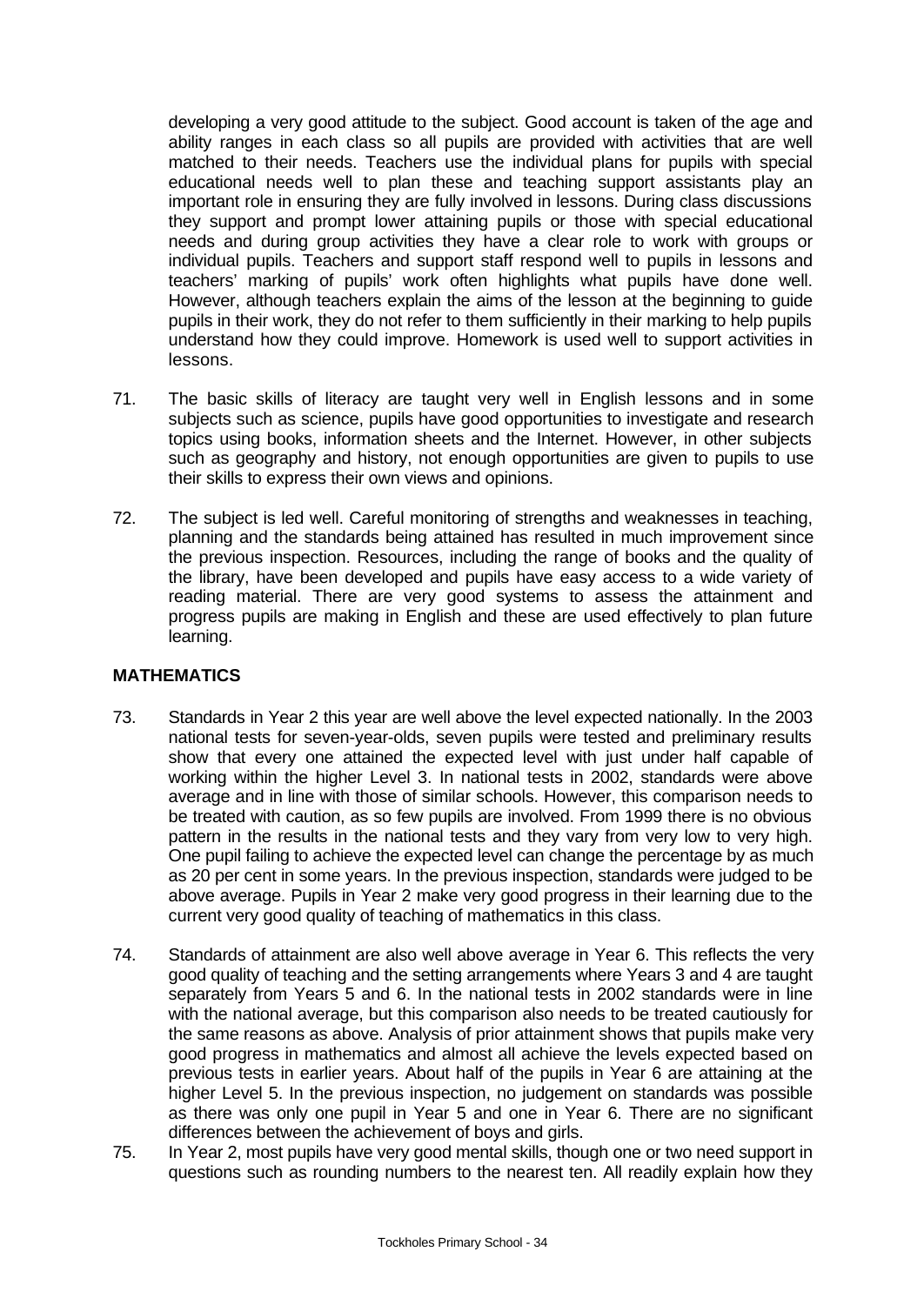developing a very good attitude to the subject. Good account is taken of the age and ability ranges in each class so all pupils are provided with activities that are well matched to their needs. Teachers use the individual plans for pupils with special educational needs well to plan these and teaching support assistants play an important role in ensuring they are fully involved in lessons. During class discussions they support and prompt lower attaining pupils or those with special educational needs and during group activities they have a clear role to work with groups or individual pupils. Teachers and support staff respond well to pupils in lessons and teachers' marking of pupils' work often highlights what pupils have done well. However, although teachers explain the aims of the lesson at the beginning to guide pupils in their work, they do not refer to them sufficiently in their marking to help pupils understand how they could improve. Homework is used well to support activities in lessons.

71. The basic skills of literacy are taught very well in English lessons and in some subjects such as science, pupils have good opportunities to investigate and research topics using books, information sheets and the Internet. However, in other subjects such as geography and history, not enough opportunities are given to pupils to use their skills to express their own views and opinions.

72. The subject is led well. Careful monitoring of strengths and weaknesses in teaching, planning and the standards being attained has resulted in much improvement since the previous inspection. Resources, including the range of books and the quality of the library, have been developed and pupils have easy access to a wide variety of reading material. There are very good systems to assess the attainment and progress pupils are making in English and these are used effectively to plan future learning.

## MATHEMATICS

73. Standards in Year 2 this year are well above the level expected nationally. In the 2003 national tests for seven-year-olds, seven pupils were tested and preliminary results show that every one attained the expected level with just under half capable of working within the higher Level 3. In national tests in 2002, standards were above average and in line with those of similar schools. However, this comparison needs to be treated with caution, as so few pupils are involved. From 1999 there is no obvious pattern in the results in the national tests and they vary from very low to very high. One pupil failing to achieve the expected level can change the percentage by as much as 20 per cent in some years. In the previous inspection, standards were judged to be above average. Pupils in Year 2 make very good progress in their learning due to the current very good quality of teaching of mathematics in this class.

74. Standards of attainment are also well above average in Year 6. This reflects the very good quality of teaching and the setting arrangements where Years 3 and 4 are taught separately from Years 5 and 6. In the national tests in 2002 standards were in line with the national average, but this comparison also needs to be treated cautiously for the same reasons as above. Analysis of prior attainment shows that pupils make very good progress in mathematics and almost all achieve the levels expected based on previous tests in earlier years. About half of the pupils in Year 6 are attaining at the higher Level 5. In the previous inspection, no judgement on standards was possible as there was only one pupil in Year 5 and one in Year 6. There are no significant differences between the achievement of boys and girls.

75. In Year 2, most pupils have very good mental skills, though one or two need support in questions such as rounding numbers to the nearest ten. All readily explain how they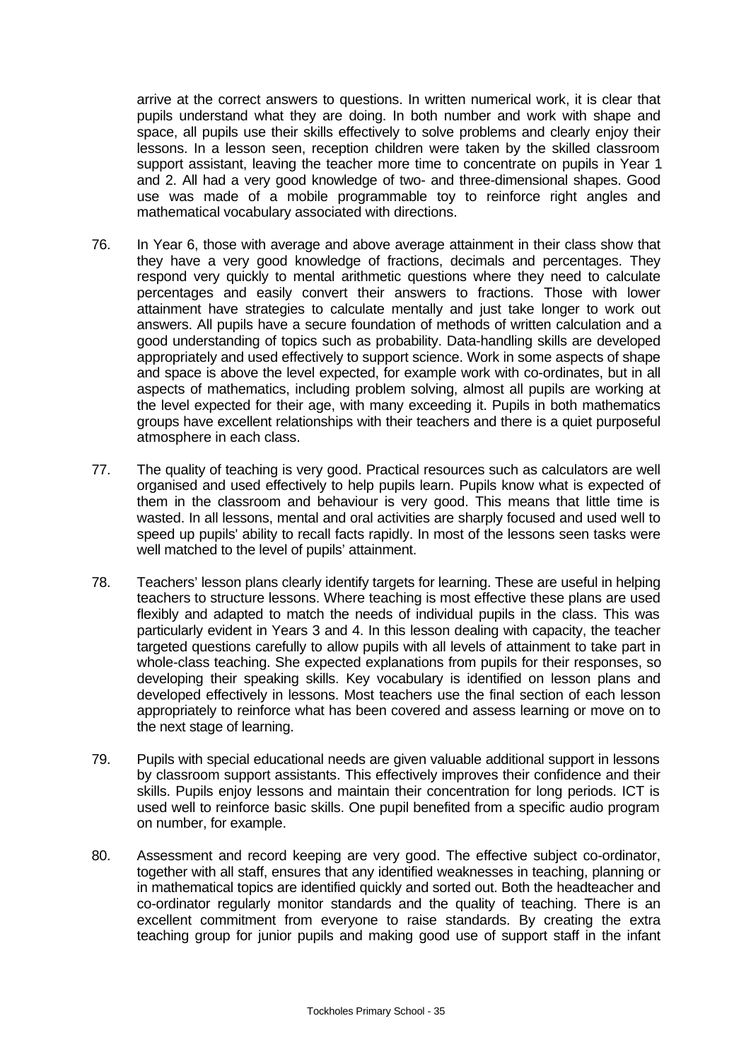arrive at the correct answers to questions. In written numerical work, it is clear that pupils understand what they are doing. In both number and work with shape and space, all pupils use their skills effectively to solve problems and clearly enjoy their lessons. In a lesson seen, reception children were taken by the skilled classroom support assistant, leaving the teacher more time to concentrate on pupils in Year 1 and 2. All had a very good knowledge of two- and three-dimensional shapes. Good use was made of a mobile programmable toy to reinforce right angles and mathematical vocabulary associated with directions.

76. In Year 6, those with average and above average attainment in their class show that they have a very good knowledge of fractions, decimals and percentages. They respond very quickly to mental arithmetic questions where they need to calculate percentages and easily convert their answers to fractions. Those with lower attainment have strategies to calculate mentally and just take longer to work out answers. All pupils have a secure foundation of methods of written calculation and a good understanding of topics such as probability. Data-handling skills are developed appropriately and used effectively to support science. Work in some aspects of shape and space is above the level expected, for example work with co-ordinates, but in all aspects of mathematics, including problem solving, almost all pupils are working at the level expected for their age, with many exceeding it. Pupils in both mathematics groups have excellent relationships with their teachers and there is a quiet purposeful atmosphere in each class.

77. The quality of teaching is very good. Practical resources such as calculators are well organised and used effectively to help pupils learn. Pupils know what is expected of them in the classroom and behaviour is very good. This means that little time is wasted. In all lessons, mental and oral activities are sharply focused and used well to speed up pupils' ability to recall facts rapidly. In most of the lessons seen tasks were well matched to the level of pupils' attainment.

78. Teachers' lesson plans clearly identify targets for learning. These are useful in helping teachers to structure lessons. Where teaching is most effective these plans are used flexibly and adapted to match the needs of individual pupils in the class. This was particularly evident in Years 3 and 4. In this lesson dealing with capacity, the teacher targeted questions carefully to allow pupils with all levels of attainment to take part in whole-class teaching. She expected explanations from pupils for their responses, so developing their speaking skills. Key vocabulary is identified on lesson plans and developed effectively in lessons. Most teachers use the final section of each lesson appropriately to reinforce what has been covered and assess learning or move on to the next stage of learning.

79. Pupils with special educational needs are given valuable additional support in lessons by classroom support assistants. This effectively improves their confidence and their skills. Pupils enjoy lessons and maintain their concentration for long periods. ICT is used well to reinforce basic skills. One pupil benefited from a specific audio program on number, for example.

80. Assessment and record keeping are very good. The effective subject co-ordinator, together with all staff, ensures that any identified weaknesses in teaching, planning or in mathematical topics are identified quickly and sorted out. Both the headteacher and co-ordinator regularly monitor standards and the quality of teaching. There is an excellent commitment from everyone to raise standards. By creating the extra teaching group for junior pupils and making good use of support staff in the infant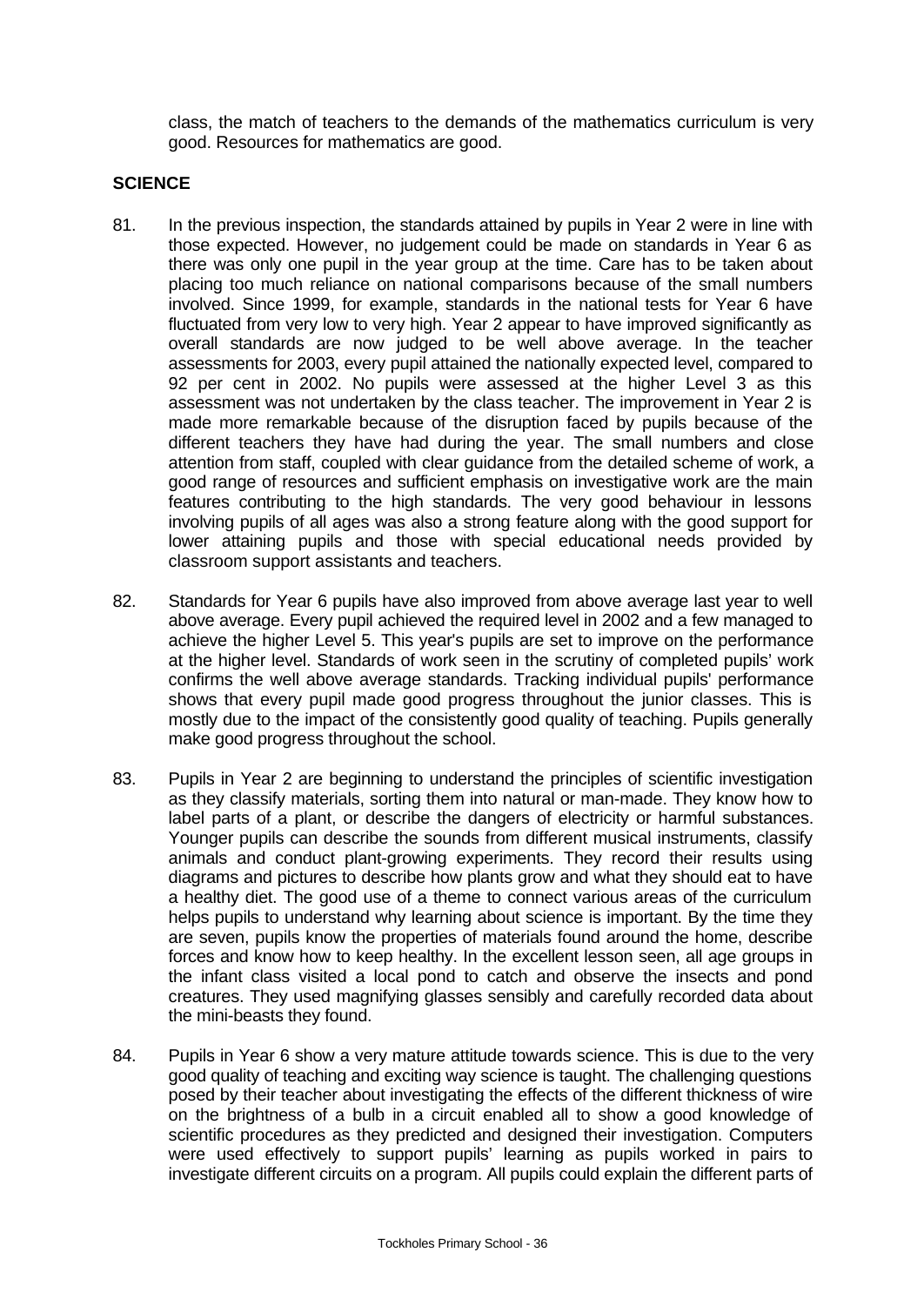class, the match of teachers to the demands of the mathematics curriculum is very good. Resources for mathematics are good.

**SCIENCE**

81. In the previous inspection, the standards attained by pupils in Year 2 were in line with those expected. However, no judgement could be made on standards in Year 6 as there was only one pupil in the year group at the time. Care has to be taken about placing too much reliance on national comparisons because of the small numbers involved. Since 1999, for example, standards in the national tests for Year 6 have fluctuated from very low to very high. Year 2 appear to have improved significantly as overall standards are now judged to be well above average. In the teacher assessments for 2003, every pupil attained the nationally expected level, compared to 92 per cent in 2002. No pupils were assessed at the higher Level 3 as this assessment was not undertaken by the class teacher. The improvement in Year 2 is made more remarkable because of the disruption faced by pupils because of the different teachers they have had during the year. The small numbers and close attention from staff, coupled with clear guidance from the detailed scheme of work, a good range of resources and sufficient emphasis on investigative work are the main features contributing to the high standards. The very good behaviour in lessons involving pupils of all ages was also a strong feature along with the good support for lower attaining pupils and those with special educational needs provided by classroom support assistants and teachers.

82. Standards for Year 6 pupils have also improved from above average last year to well above average. Every pupil achieved the required level in 2002 and a few managed to achieve the higher Level 5. This year's pupils are set to improve on the performance at the higher level. Standards of work seen in the scrutiny of completed pupils' work confirms the well above average standards. Tracking individual pupils' performance shows that every pupil made good progress throughout the junior classes. This is mostly due to the impact of the consistently good quality of teaching. Pupils generally make good progress throughout the school.

83. Pupils in Year 2 are beginning to understand the principles of scientific investigation as they classify materials, sorting them into natural or man-made. They know how to label parts of a plant, or describe the dangers of electricity or harmful substances. Younger pupils can describe the sounds from different musical instruments, classify animals and conduct plant-growing experiments. They record their results using diagrams and pictures to describe how plants grow and what they should eat to have a healthy diet. The good use of a theme to connect various areas of the curriculum helps pupils to understand why learning about science is important. By the time they are seven, pupils know the properties of materials found around the home, describe forces and know how to keep healthy. In the excellent lesson seen, all age groups in the infant class visited a local pond to catch and observe the insects and pond creatures. They used magnifying glasses sensibly and carefully recorded data about the mini-beasts they found.

84. Pupils in Year 6 show a very mature attitude towards science. This is due to the very good quality of teaching and exciting way science is taught. The challenging questions posed by their teacher about investigating the effects of the different thickness of wire on the brightness of a bulb in a circuit enabled all to show a good knowledge of scientific procedures as they predicted and designed their investigation. Computers were used effectively to support pupils' learning as pupils worked in pairs to investigate different circuits on a program. All pupils could explain the different parts of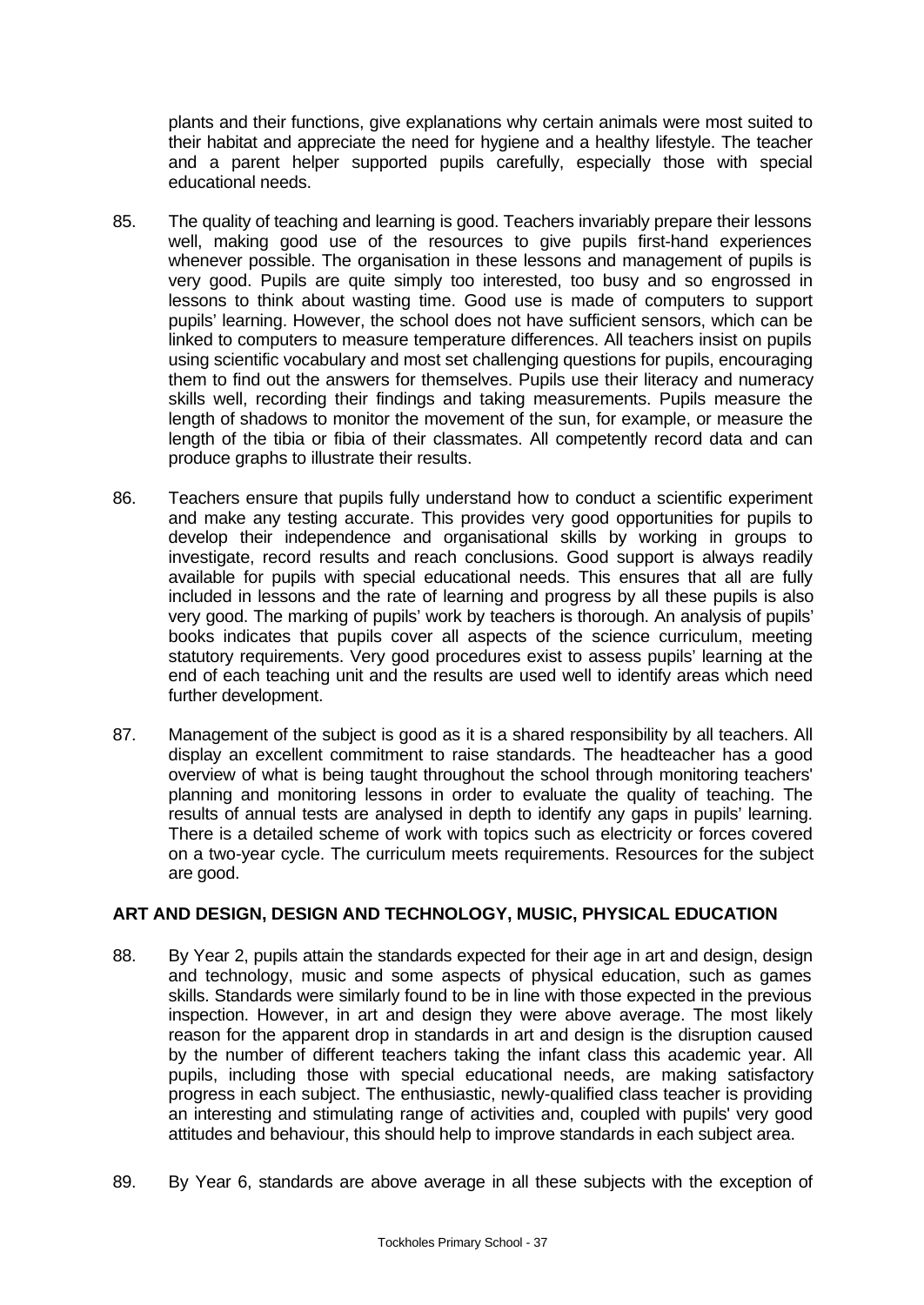plants and their functions, give explanations why certain animals were most suited to their habitat and appreciate the need for hygiene and a healthy lifestyle. The teacher and a parent helper supported pupils carefully, especially those with special educational needs.

85. The quality of teaching and learning is good. Teachers invariably prepare their lessons well, making good use of the resources to give pupils first-hand experiences whenever possible. The organisation in these lessons and management of pupils is very good. Pupils are quite simply too interested, too busy and so engrossed in lessons to think about wasting time. Good use is made of computers to support pupils' learning. However, the school does not have sufficient sensors, which can be linked to computers to measure temperature differences. All teachers insist on pupils using scientific vocabulary and most set challenging questions for pupils, encouraging them to find out the answers for themselves. Pupils use their literacy and numeracy skills well, recording their findings and taking measurements. Pupils measure the length of shadows to monitor the movement of the sun, for example, or measure the length of the tibia or fibia of their classmates. All competently record data and can produce graphs to illustrate their results.

86. Teachers ensure that pupils fully understand how to conduct a scientific experiment and make any testing accurate. This provides very good opportunities for pupils to develop their independence and organisational skills by working in groups to investigate, record results and reach conclusions. Good support is always readily available for pupils with special educational needs. This ensures that all are fully included in lessons and the rate of learning and progress by all these pupils is also very good. The marking of pupils' work by teachers is thorough. An analysis of pupils' books indicates that pupils cover all aspects of the science curriculum, meeting statutory requirements. Very good procedures exist to assess pupils' learning at the end of each teaching unit and the results are used well to identify areas which need further development.

87. Management of the subject is good as it is a shared responsibility by all teachers. All display an excellent commitment to raise standards. The headteacher has a good overview of what is being taught throughout the school through monitoring teachers' planning and monitoring lessons in order to evaluate the quality of teaching. The results of annual tests are analysed in depth to identify any gaps in pupils' learning. There is a detailed scheme of work with topics such as electricity or forces covered on a two-year cycle. The curriculum meets requirements. Resources for the subject are good.

## ART AND DESIGN, DESIGN AND TECHNOLOGY, MUSIC, PHYSICAL EDUCATION

88. By Year 2, pupils attain the standards expected for their age in art and design, design and technology, music and some aspects of physical education, such as games skills. Standards were similarly found to be in line with those expected in the previous inspection. However, in art and design they were above average. The most likely reason for the apparent drop in standards in art and design is the disruption caused by the number of different teachers taking the infant class this academic year. All pupils, including those with special educational needs, are making satisfactory progress in each subject. The enthusiastic, newly-qualified class teacher is providing an interesting and stimulating range of activities and, coupled with pupils' very good attitudes and behaviour, this should help to improve standards in each subject area.

89. By Year 6, standards are above average in all these subjects with the exception of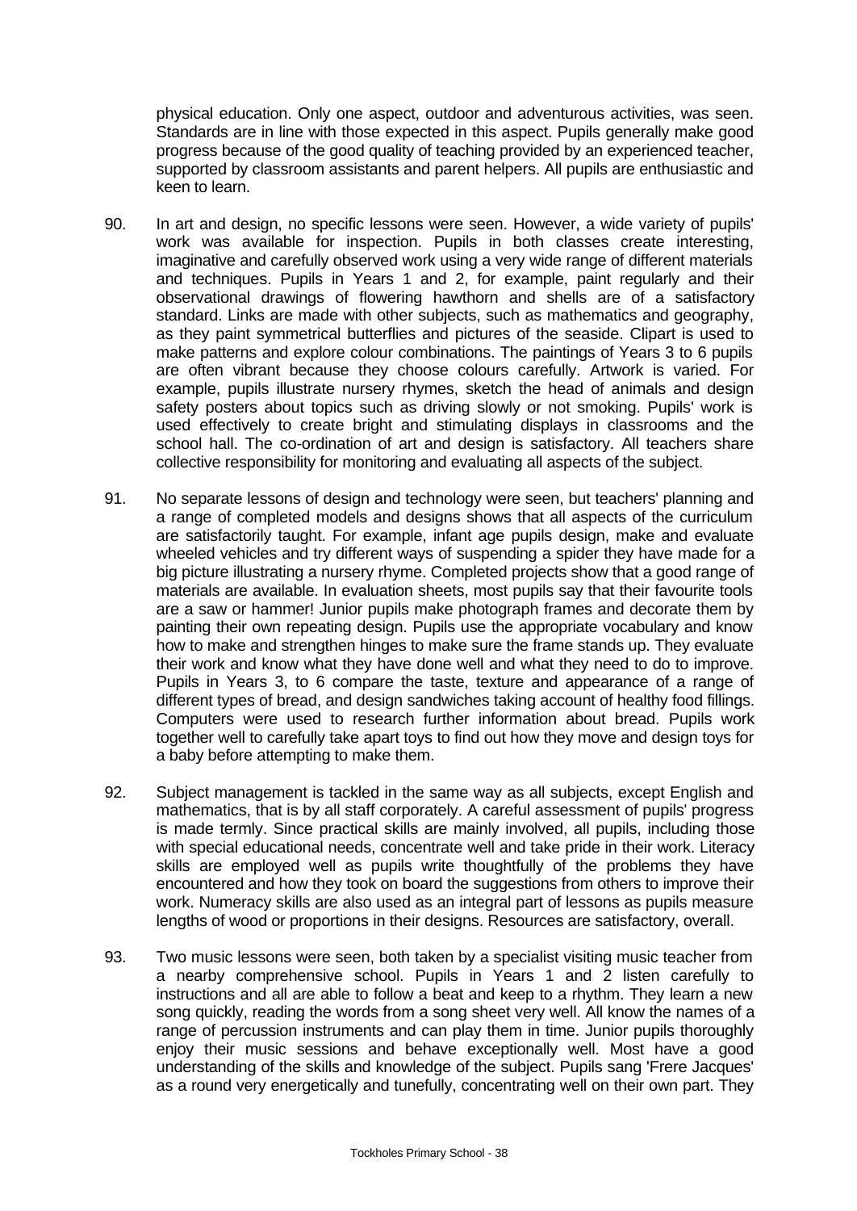physical education. Only one aspect, outdoor and adventurous activities, was seen. Standards are in line with those expected in this aspect. Pupils generally make good progress because of the good quality of teaching provided by an experienced teacher, supported by classroom assistants and parent helpers. All pupils are enthusiastic and keen to learn.

90. In art and design, no specific lessons were seen. However, a wide variety of pupils' work was available for inspection. Pupils in both classes create interesting, imaginative and carefully observed work using a very wide range of different materials and techniques. Pupils in Years 1 and 2, for example, paint regularly and their observational drawings of flowering hawthorn and shells are of a satisfactory standard. Links are made with other subjects, such as mathematics and geography, as they paint symmetrical butterflies and pictures of the seaside. Clipart is used to make patterns and explore colour combinations. The paintings of Years 3 to 6 pupils are often vibrant because they choose colours carefully. Artwork is varied. For example, pupils illustrate nursery rhymes, sketch the head of animals and design safety posters about topics such as driving slowly or not smoking. Pupils' work is used effectively to create bright and stimulating displays in classrooms and the school hall. The co-ordination of art and design is satisfactory. All teachers share collective responsibility for monitoring and evaluating all aspects of the subject.

91. No separate lessons of design and technology were seen, but teachers' planning and a range of completed models and designs shows that all aspects of the curriculum are satisfactorily taught. For example, infant age pupils design, make and evaluate wheeled vehicles and try different ways of suspending a spider they have made for a big picture illustrating a nursery rhyme. Completed projects show that a good range of materials are available. In evaluation sheets, most pupils say that their favourite tools are a saw or hammer! Junior pupils make photograph frames and decorate them by painting their own repeating design. Pupils use the appropriate vocabulary and know how to make and strengthen hinges to make sure the frame stands up. They evaluate their work and know what they have done well and what they need to do to improve. Pupils in Years 3, to 6 compare the taste, texture and appearance of a range of different types of bread, and design sandwiches taking account of healthy food fillings. Computers were used to research further information about bread. Pupils work together well to carefully take apart toys to find out how they move and design toys for a baby before attempting to make them.

92. Subject management is tackled in the same way as all subjects, except English and mathematics, that is by all staff corporately. A careful assessment of pupils' progress is made termly. Since practical skills are mainly involved, all pupils, including those with special educational needs, concentrate well and take pride in their work. Literacy skills are employed well as pupils write thoughtfully of the problems they have encountered and how they took on board the suggestions from others to improve their work. Numeracy skills are also used as an integral part of lessons as pupils measure lengths of wood or proportions in their designs. Resources are satisfactory, overall.

93. Two music lessons were seen, both taken by a specialist visiting music teacher from a nearby comprehensive school. Pupils in Years 1 and 2 listen carefully to instructions and all are able to follow a beat and keep to a rhythm. They learn a new song quickly, reading the words from a song sheet very well. All know the names of a range of percussion instruments and can play them in time. Junior pupils thoroughly enjoy their music sessions and behave exceptionally well. Most have a good understanding of the skills and knowledge of the subject. Pupils sang 'Frere Jacques' as a round very energetically and tunefully, concentrating well on their own part. They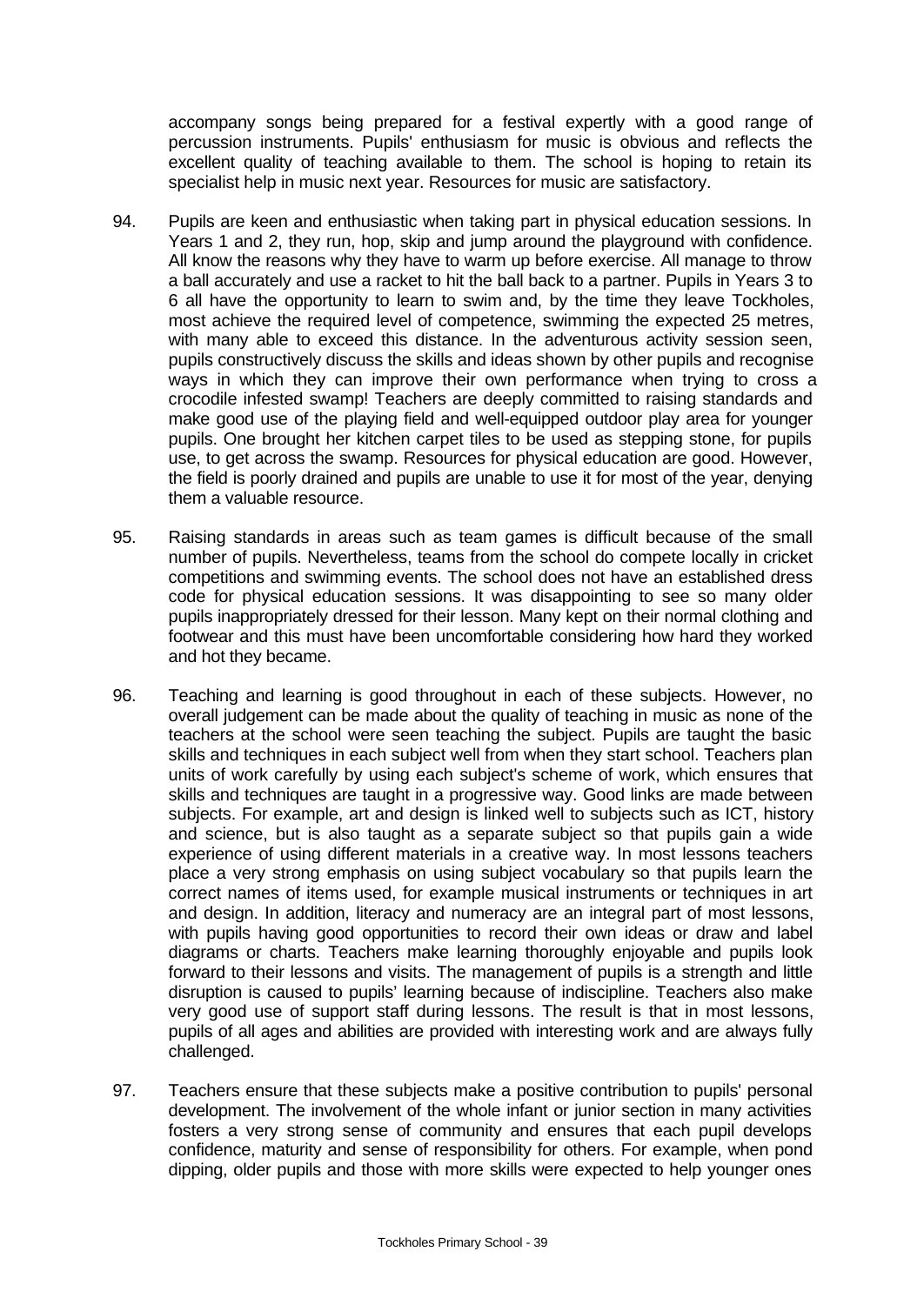accompany songs being prepared for a festival expertly with a good range of percussion instruments. Pupils' enthusiasm for music is obvious and reflects the excellent quality of teaching available to them. The school is hoping to retain its specialist help in music next year. Resources for music are satisfactory.

94. Pupils are keen and enthusiastic when taking part in physical education sessions. In Years 1 and 2, they run, hop, skip and jump around the playground with confidence. All know the reasons why they have to warm up before exercise. All manage to throw a ball accurately and use a racket to hit the ball back to a partner. Pupils in Years 3 to 6 all have the opportunity to learn to swim and, by the time they leave Tockholes, most achieve the required level of competence, swimming the expected 25 metres, with many able to exceed this distance. In the adventurous activity session seen, pupils constructively discuss the skills and ideas shown by other pupils and recognise ways in which they can improve their own performance when trying to cross a crocodile infested swamp! Teachers are deeply committed to raising standards and make good use of the playing field and well-equipped outdoor play area for younger pupils. One brought her kitchen carpet tiles to be used as stepping stone, for pupils use, to get across the swamp. Resources for physical education are good. However, the field is poorly drained and pupils are unable to use it for most of the year, denying them a valuable resource.

95. Raising standards in areas such as team games is difficult because of the small number of pupils. Nevertheless, teams from the school do compete locally in cricket competitions and swimming events. The school does not have an established dress code for physical education sessions. It was disappointing to see so many older pupils inappropriately dressed for their lesson. Many kept on their normal clothing and footwear and this must have been uncomfortable considering how hard they worked and hot they became.

96. Teaching and learning is good throughout in each of these subjects. However, no overall judgement can be made about the quality of teaching in music as none of the teachers at the school were seen teaching the subject. Pupils are taught the basic skills and techniques in each subject well from when they start school. Teachers plan units of work carefully by using each subject's scheme of work, which ensures that skills and techniques are taught in a progressive way. Good links are made between subjects. For example, art and design is linked well to subjects such as ICT, history and science, but is also taught as a separate subject so that pupils gain a wide experience of using different materials in a creative way. In most lessons teachers place a very strong emphasis on using subject vocabulary so that pupils learn the correct names of items used, for example musical instruments or techniques in art and design. In addition, literacy and numeracy are an integral part of most lessons, with pupils having good opportunities to record their own ideas or draw and label diagrams or charts. Teachers make learning thoroughly enjoyable and pupils look forward to their lessons and visits. The management of pupils is a strength and little disruption is caused to pupils' learning because of indiscipline. Teachers also make very good use of support staff during lessons. The result is that in most lessons, pupils of all ages and abilities are provided with interesting work and are always fully challenged.

97. Teachers ensure that these subjects make a positive contribution to pupils' personal development. The involvement of the whole infant or junior section in many activities fosters a very strong sense of community and ensures that each pupil develops confidence, maturity and sense of responsibility for others. For example, when pond dipping, older pupils and those with more skills were expected to help younger ones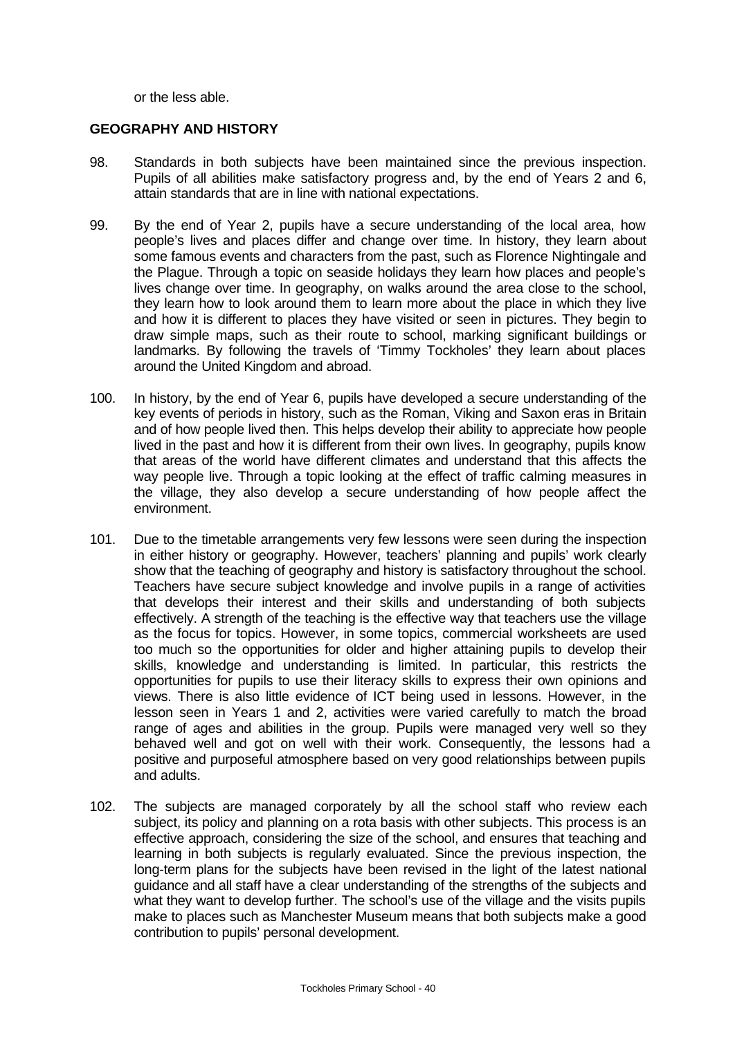or the less able.

## GEOGRAPHY AND HISTORY

98. Standards in both subjects have been maintained since the previous inspection. Pupils of all abilities make satisfactory progress and, by the end of Years 2 and 6, attain standards that are in line with national expectations.

99. By the end of Year 2, pupils have a secure understanding of the local area, how people's lives and places differ and change over time. In history, they learn about some famous events and characters from the past, such as Florence Nightingale and the Plague. Through a topic on seaside holidays they learn how places and people's lives change over time. In geography, on walks around the area close to the school, they learn how to look around them to learn more about the place in which they live and how it is different to places they have visited or seen in pictures. They begin to draw simple maps, such as their route to school, marking significant buildings or landmarks. By following the travels of 'Timmy Tockholes' they learn about places around the United Kingdom and abroad.

100. In history, by the end of Year 6, pupils have developed a secure understanding of the key events of periods in history, such as the Roman, Viking and Saxon eras in Britain and of how people lived then. This helps develop their ability to appreciate how people lived in the past and how it is different from their own lives. In geography, pupils know that areas of the world have different climates and understand that this affects the way people live. Through a topic looking at the effect of traffic calming measures in the village, they also develop a secure understanding of how people affect the environment.

101. Due to the timetable arrangements very few lessons were seen during the inspection in either history or geography. However, teachers' planning and pupils' work clearly show that the teaching of geography and history is satisfactory throughout the school. Teachers have secure subject knowledge and involve pupils in a range of activities that develops their interest and their skills and understanding of both subjects effectively. A strength of the teaching is the effective way that teachers use the village as the focus for topics. However, in some topics, commercial worksheets are used too much so the opportunities for older and higher attaining pupils to develop their skills, knowledge and understanding is limited. In particular, this restricts the opportunities for pupils to use their literacy skills to express their own opinions and views. There is also little evidence of ICT being used in lessons. However, in the lesson seen in Years 1 and 2, activities were varied carefully to match the broad range of ages and abilities in the group. Pupils were managed very well so they behaved well and got on well with their work. Consequently, the lessons had a positive and purposeful atmosphere based on very good relationships between pupils and adults.

102. The subjects are managed corporately by all the school staff who review each subject, its policy and planning on a rota basis with other subjects. This process is an effective approach, considering the size of the school, and ensures that teaching and learning in both subjects is regularly evaluated. Since the previous inspection, the long-term plans for the subjects have been revised in the light of the latest national guidance and all staff have a clear understanding of the strengths of the subjects and what they want to develop further. The school's use of the village and the visits pupils make to places such as Manchester Museum means that both subjects make a good contribution to pupils' personal development.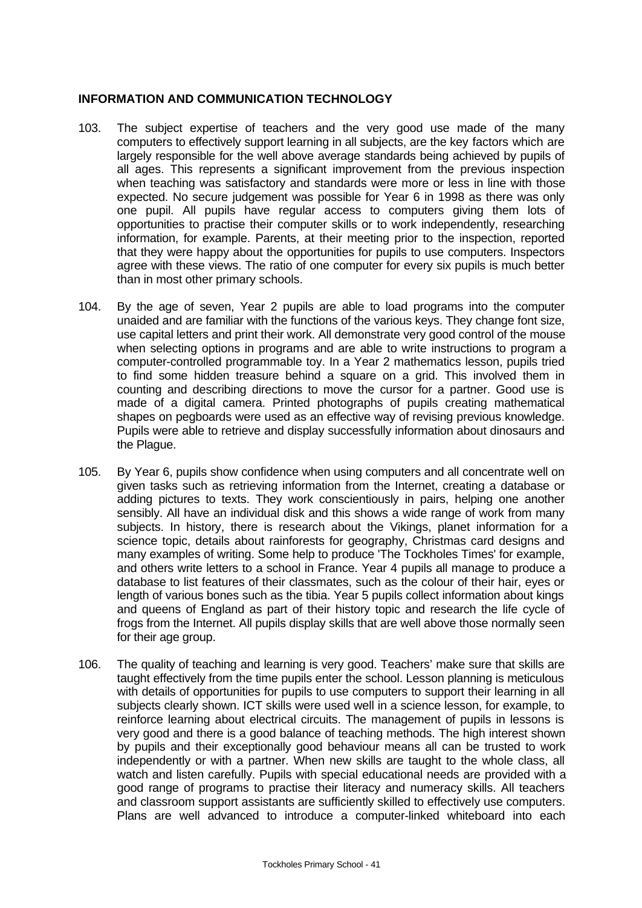## INFORMATION AND COMMUNICATION TECHNOLOGY

103. The subject expertise of teachers and the very good use made of the many computers to effectively support learning in all subjects, are the key factors which are largely responsible for the well above average standards being achieved by pupils of all ages. This represents a significant improvement from the previous inspection when teaching was satisfactory and standards were more or less in line with those expected. No secure judgement was possible for Year 6 in 1998 as there was only one pupil. All pupils have regular access to computers giving them lots of opportunities to practise their computer skills or to work independently, researching information, for example. Parents, at their meeting prior to the inspection, reported that they were happy about the opportunities for pupils to use computers. Inspectors agree with these views. The ratio of one computer for every six pupils is much better than in most other primary schools.

104. By the age of seven, Year 2 pupils are able to load programs into the computer unaided and are familiar with the functions of the various keys. They change font size, use capital letters and print their work. All demonstrate very good control of the mouse when selecting options in programs and are able to write instructions to program a computer-controlled programmable toy. In a Year 2 mathematics lesson, pupils tried to find some hidden treasure behind a square on a grid. This involved them in counting and describing directions to move the cursor for a partner. Good use is made of a digital camera. Printed photographs of pupils creating mathematical shapes on pegboards were used as an effective way of revising previous knowledge. Pupils were able to retrieve and display successfully information about dinosaurs and the Plague.

105. By Year 6, pupils show confidence when using computers and all concentrate well on given tasks such as retrieving information from the Internet, creating a database or adding pictures to texts. They work conscientiously in pairs, helping one another sensibly. All have an individual disk and this shows a wide range of work from many subjects. In history, there is research about the Vikings, planet information for a science topic, details about rainforests for geography, Christmas card designs and many examples of writing. Some help to produce 'The Tockholes Times' for example, and others write letters to a school in France. Year 4 pupils all manage to produce a database to list features of their classmates, such as the colour of their hair, eyes or length of various bones such as the tibia. Year 5 pupils collect information about kings and queens of England as part of their history topic and research the life cycle of frogs from the Internet. All pupils display skills that are well above those normally seen for their age group.

106. The quality of teaching and learning is very good. Teachers' make sure that skills are taught effectively from the time pupils enter the school. Lesson planning is meticulous with details of opportunities for pupils to use computers to support their learning in all subjects clearly shown. ICT skills were used well in a science lesson, for example, to reinforce learning about electrical circuits. The management of pupils in lessons is very good and there is a good balance of teaching methods. The high interest shown by pupils and their exceptionally good behaviour means all can be trusted to work independently or with a partner. When new skills are taught to the whole class, all watch and listen carefully. Pupils with special educational needs are provided with a good range of programs to practise their literacy and numeracy skills. All teachers and classroom support assistants are sufficiently skilled to effectively use computers. Plans are well advanced to introduce a computer-linked whiteboard into each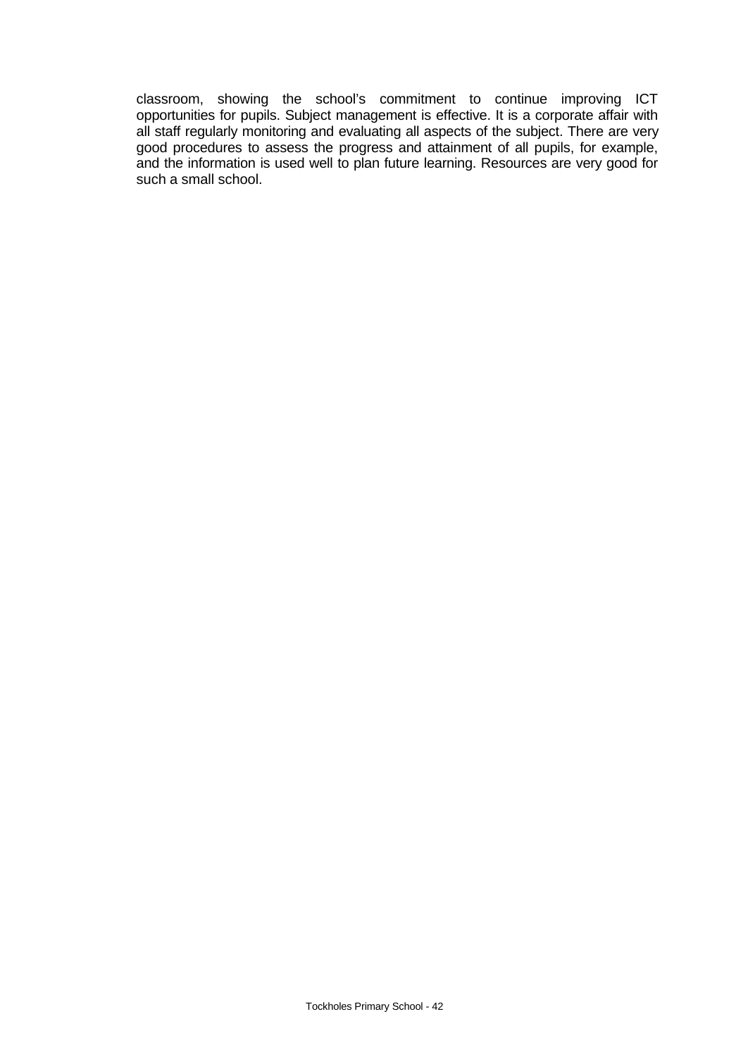classroom, showing the school's commitment to continue improving ICT opportunities for pupils. Subject management is effective. It is a corporate affair with all staff regularly monitoring and evaluating all aspects of the subject. There are very good procedures to assess the progress and attainment of all pupils, for example, and the information is used well to plan future learning. Resources are very good for such a small school.